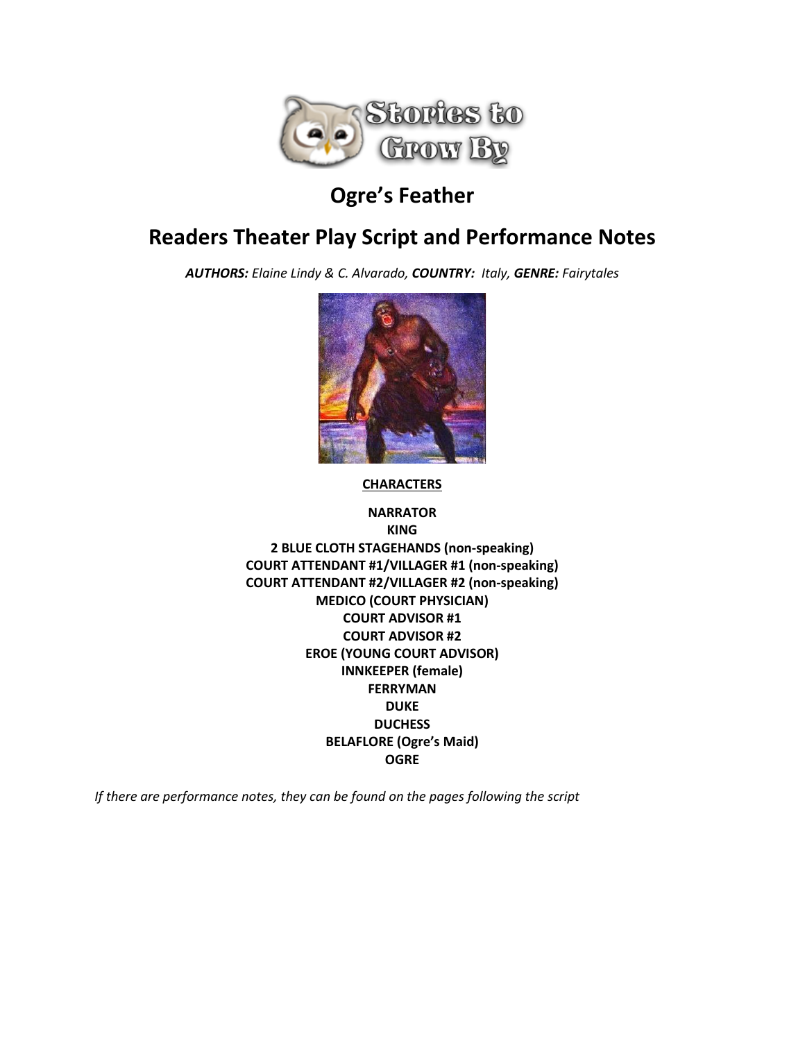# Ogre's Feather

## Readers Theater Play Script and Performance Notes

***AUTHORS:*** *Elaine Lindy & C. Alvarado,* ***COUNTRY:*** *Italy,* ***GENRE:*** *Fairytales*

**CHARACTERS**

**NARRATOR**
**KING**
**2 BLUE CLOTH STAGEHANDS (non-speaking)**
**COURT ATTENDANT #1/VILLAGER #1 (non-speaking)**
**COURT ATTENDANT #2/VILLAGER #2 (non-speaking)**
**MEDICO (COURT PHYSICIAN)**
**COURT ADVISOR #1**
**COURT ADVISOR #2**
**EROE (YOUNG COURT ADVISOR)**
**INNKEEPER (female)**
**FERRYMAN**
**DUKE**
**DUCHESS**
**BELAFLORE (Ogre's Maid)**
**OGRE**

*If there are performance notes, they can be found on the pages following the script*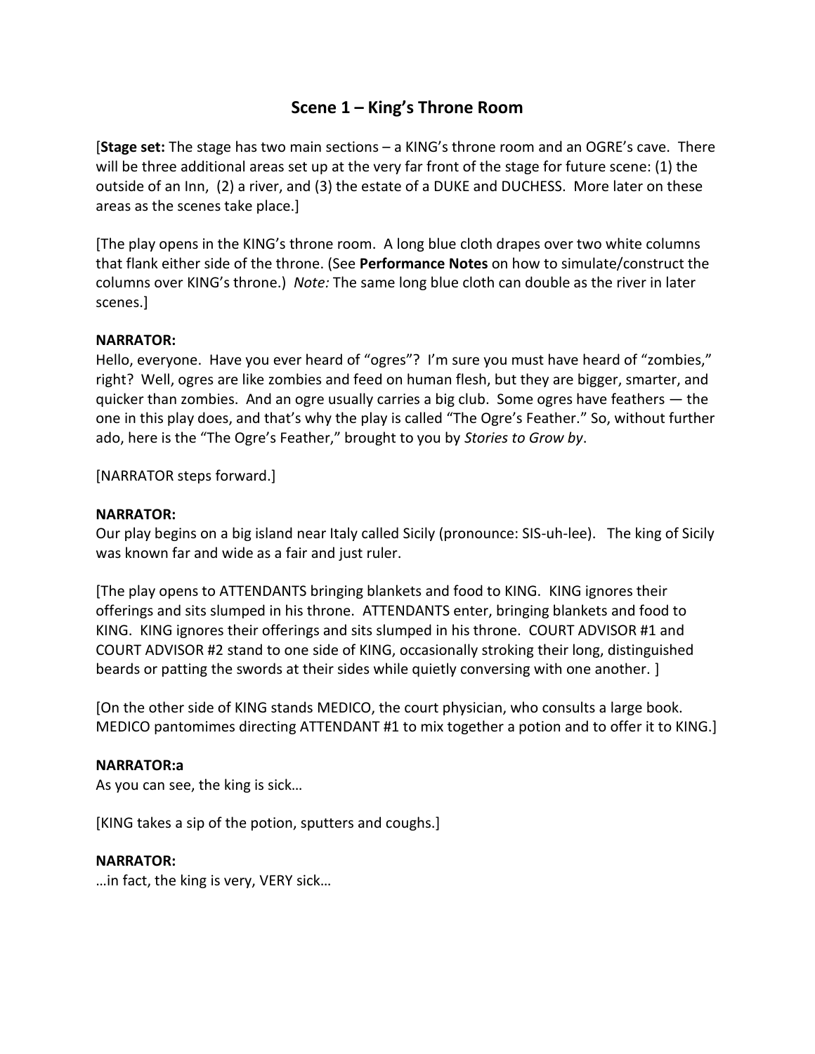## Scene 1 – King's Throne Room

[**Stage set:** The stage has two main sections – a KING's throne room and an OGRE's cave. There will be three additional areas set up at the very far front of the stage for future scene: (1) the outside of an Inn, (2) a river, and (3) the estate of a DUKE and DUCHESS. More later on these areas as the scenes take place.]

[The play opens in the KING's throne room. A long blue cloth drapes over two white columns that flank either side of the throne. (See **Performance Notes** on how to simulate/construct the columns over KING's throne.) *Note:* The same long blue cloth can double as the river in later scenes.]

**NARRATOR:**
Hello, everyone. Have you ever heard of "ogres"? I'm sure you must have heard of "zombies," right? Well, ogres are like zombies and feed on human flesh, but they are bigger, smarter, and quicker than zombies. And an ogre usually carries a big club. Some ogres have feathers — the one in this play does, and that's why the play is called "The Ogre's Feather." So, without further ado, here is the "The Ogre's Feather," brought to you by *Stories to Grow by*.

[NARRATOR steps forward.]

**NARRATOR:**
Our play begins on a big island near Italy called Sicily (pronounce: SIS-uh-lee). The king of Sicily was known far and wide as a fair and just ruler.

[The play opens to ATTENDANTS bringing blankets and food to KING. KING ignores their offerings and sits slumped in his throne. ATTENDANTS enter, bringing blankets and food to KING. KING ignores their offerings and sits slumped in his throne. COURT ADVISOR #1 and COURT ADVISOR #2 stand to one side of KING, occasionally stroking their long, distinguished beards or patting the swords at their sides while quietly conversing with one another. ]

[On the other side of KING stands MEDICO, the court physician, who consults a large book. MEDICO pantomimes directing ATTENDANT #1 to mix together a potion and to offer it to KING.]

**NARRATOR:a**
As you can see, the king is sick…

[KING takes a sip of the potion, sputters and coughs.]

**NARRATOR:**
…in fact, the king is very, VERY sick…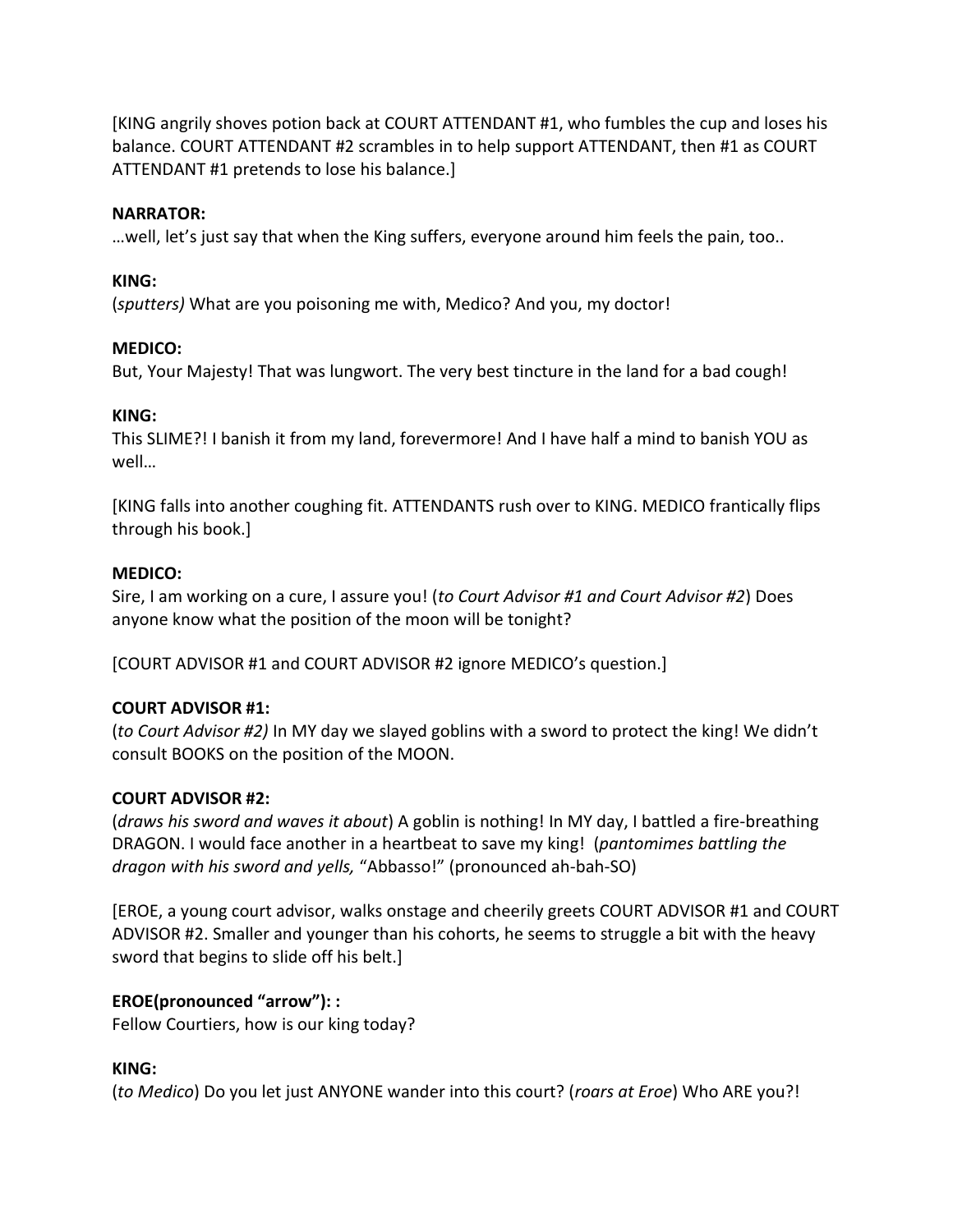[KING angrily shoves potion back at COURT ATTENDANT #1, who fumbles the cup and loses his balance. COURT ATTENDANT #2 scrambles in to help support ATTENDANT, then #1 as COURT ATTENDANT #1 pretends to lose his balance.]

**NARRATOR:**
…well, let's just say that when the King suffers, everyone around him feels the pain, too..

**KING:**
(*sputters)* What are you poisoning me with, Medico? And you, my doctor!

**MEDICO:**
But, Your Majesty! That was lungwort. The very best tincture in the land for a bad cough!

**KING:**
This SLIME?! I banish it from my land, forevermore! And I have half a mind to banish YOU as well…

[KING falls into another coughing fit. ATTENDANTS rush over to KING. MEDICO frantically flips through his book.]

**MEDICO:**
Sire, I am working on a cure, I assure you! (*to Court Advisor #1 and Court Advisor #2*) Does anyone know what the position of the moon will be tonight?

[COURT ADVISOR #1 and COURT ADVISOR #2 ignore MEDICO's question.]

**COURT ADVISOR #1:**
(*to Court Advisor #2)* In MY day we slayed goblins with a sword to protect the king! We didn't consult BOOKS on the position of the MOON.

**COURT ADVISOR #2:**
(*draws his sword and waves it about*) A goblin is nothing! In MY day, I battled a fire-breathing DRAGON. I would face another in a heartbeat to save my king! (*pantomimes battling the dragon with his sword and yells,* "Abbasso!" (pronounced ah-bah-SO)

[EROE, a young court advisor, walks onstage and cheerily greets COURT ADVISOR #1 and COURT ADVISOR #2. Smaller and younger than his cohorts, he seems to struggle a bit with the heavy sword that begins to slide off his belt.]

**EROE(pronounced "arrow"): :**
Fellow Courtiers, how is our king today?

**KING:**
(*to Medico*) Do you let just ANYONE wander into this court? (*roars at Eroe*) Who ARE you?!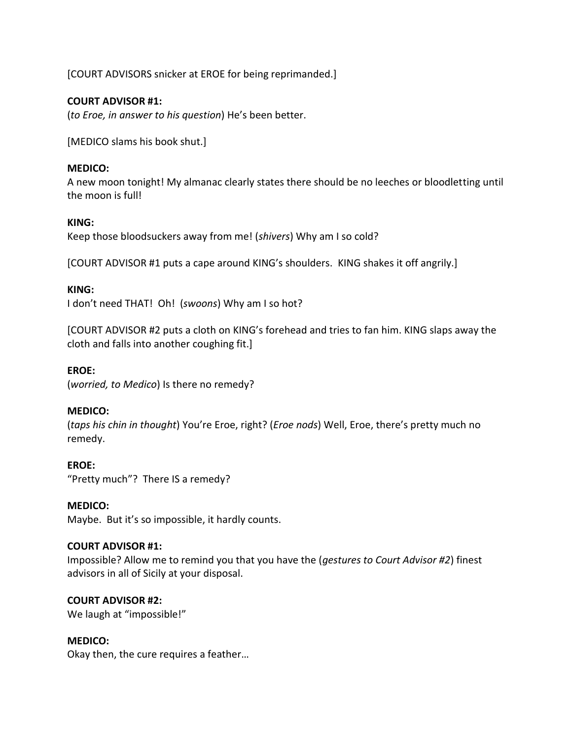[COURT ADVISORS snicker at EROE for being reprimanded.]

**COURT ADVISOR #1:**
(*to Eroe, in answer to his question*) He's been better.

[MEDICO slams his book shut.]

**MEDICO:**
A new moon tonight! My almanac clearly states there should be no leeches or bloodletting until the moon is full!

**KING:**
Keep those bloodsuckers away from me! (*shivers*) Why am I so cold?

[COURT ADVISOR #1 puts a cape around KING's shoulders. KING shakes it off angrily.]

**KING:**
I don't need THAT! Oh! (*swoons*) Why am I so hot?

[COURT ADVISOR #2 puts a cloth on KING's forehead and tries to fan him. KING slaps away the cloth and falls into another coughing fit.]

**EROE:**
(*worried, to Medico*) Is there no remedy?

**MEDICO:**
(*taps his chin in thought*) You're Eroe, right? (*Eroe nods*) Well, Eroe, there's pretty much no remedy.

**EROE:**
"Pretty much"? There IS a remedy?

**MEDICO:**
Maybe. But it's so impossible, it hardly counts.

**COURT ADVISOR #1:**
Impossible? Allow me to remind you that you have the (*gestures to Court Advisor #2*) finest advisors in all of Sicily at your disposal.

**COURT ADVISOR #2:**
We laugh at "impossible!"

**MEDICO:**
Okay then, the cure requires a feather…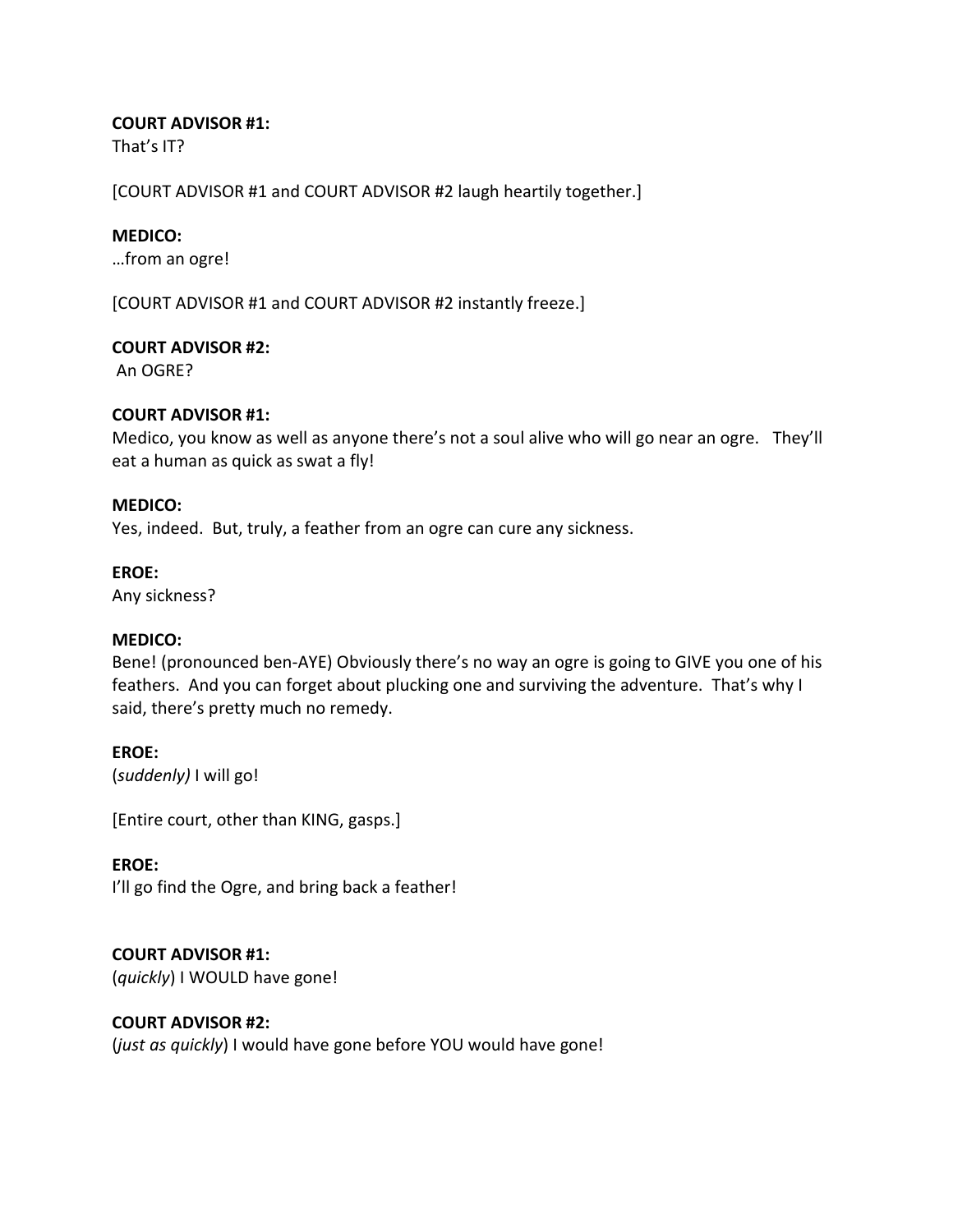**COURT ADVISOR #1:**
That's IT?

[COURT ADVISOR #1 and COURT ADVISOR #2 laugh heartily together.]

**MEDICO:**
…from an ogre!

[COURT ADVISOR #1 and COURT ADVISOR #2 instantly freeze.]

**COURT ADVISOR #2:**
An OGRE?

**COURT ADVISOR #1:**
Medico, you know as well as anyone there's not a soul alive who will go near an ogre. They'll eat a human as quick as swat a fly!

**MEDICO:**
Yes, indeed. But, truly, a feather from an ogre can cure any sickness.

**EROE:**
Any sickness?

**MEDICO:**
Bene! (pronounced ben-AYE) Obviously there's no way an ogre is going to GIVE you one of his feathers. And you can forget about plucking one and surviving the adventure. That's why I said, there's pretty much no remedy.

**EROE:**
(*suddenly)* I will go!

[Entire court, other than KING, gasps.]

**EROE:**
I'll go find the Ogre, and bring back a feather!

**COURT ADVISOR #1:**
(*quickly*) I WOULD have gone!

**COURT ADVISOR #2:**
(*just as quickly*) I would have gone before YOU would have gone!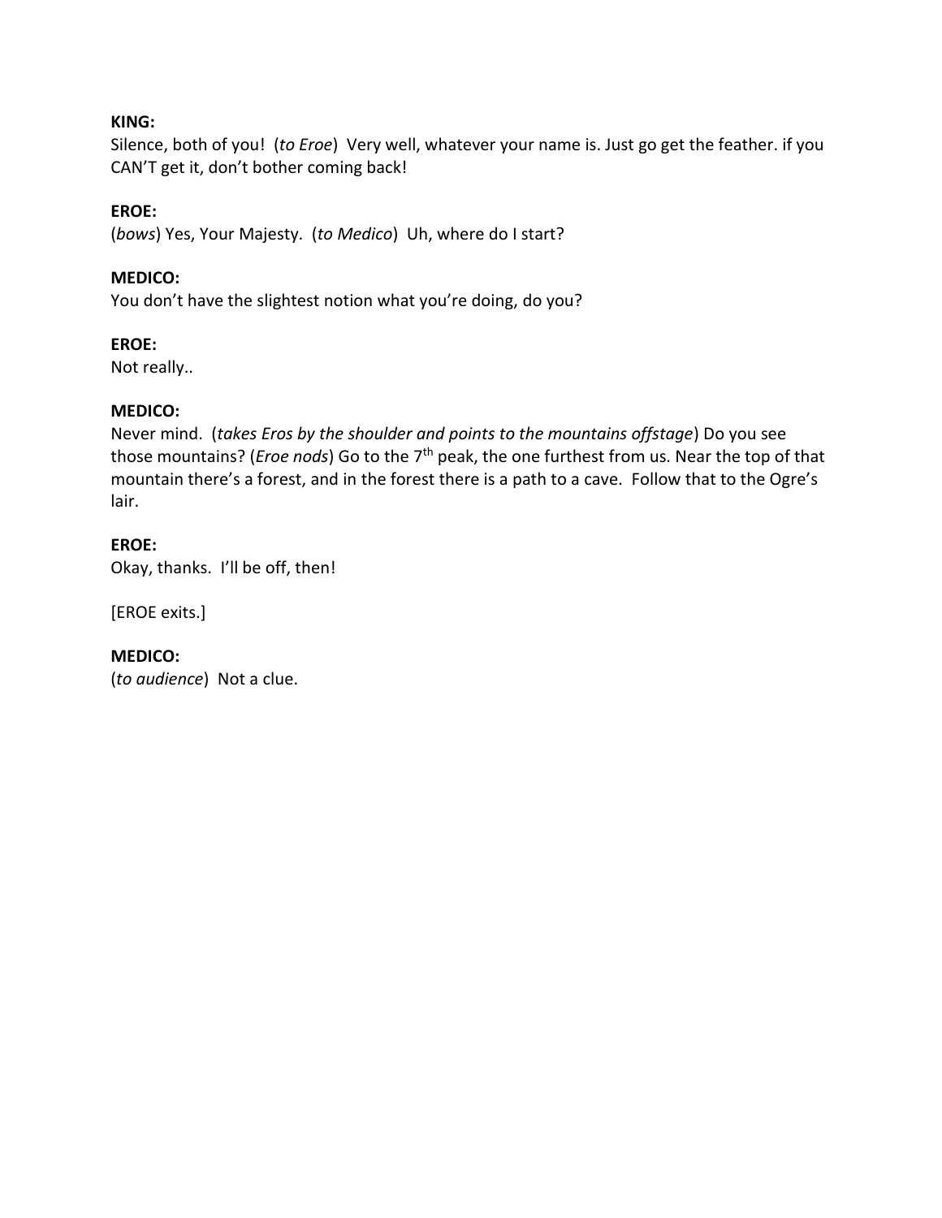**KING:**
Silence, both of you! (*to Eroe*) Very well, whatever your name is. Just go get the feather. if you CAN'T get it, don't bother coming back!

**EROE:**
(*bows*) Yes, Your Majesty. (*to Medico*) Uh, where do I start?

**MEDICO:**
You don't have the slightest notion what you're doing, do you?

**EROE:**
Not really..

**MEDICO:**
Never mind. (*takes Eros by the shoulder and points to the mountains offstage*) Do you see those mountains? (*Eroe nods*) Go to the 7th peak, the one furthest from us. Near the top of that mountain there's a forest, and in the forest there is a path to a cave. Follow that to the Ogre's lair.

**EROE:**
Okay, thanks. I'll be off, then!

[EROE exits.]

**MEDICO:**
(*to audience*) Not a clue.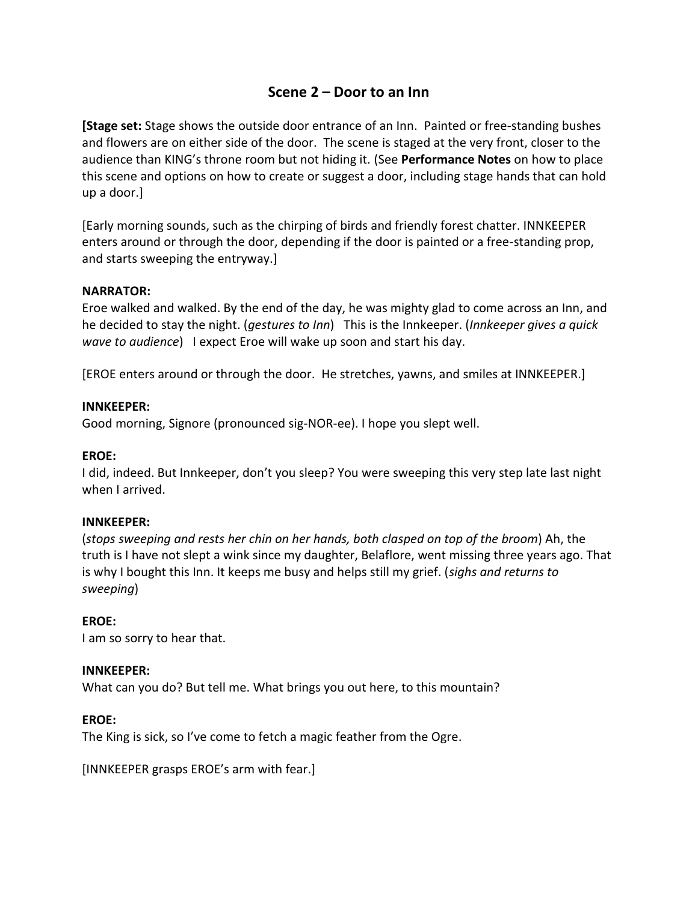## Scene 2 – Door to an Inn

**[Stage set:** Stage shows the outside door entrance of an Inn. Painted or free-standing bushes and flowers are on either side of the door. The scene is staged at the very front, closer to the audience than KING's throne room but not hiding it. (See **Performance Notes** on how to place this scene and options on how to create or suggest a door, including stage hands that can hold up a door.]

[Early morning sounds, such as the chirping of birds and friendly forest chatter. INNKEEPER enters around or through the door, depending if the door is painted or a free-standing prop, and starts sweeping the entryway.]

**NARRATOR:**
Eroe walked and walked. By the end of the day, he was mighty glad to come across an Inn, and he decided to stay the night. (*gestures to Inn*) This is the Innkeeper. (*Innkeeper gives a quick wave to audience*) I expect Eroe will wake up soon and start his day.

[EROE enters around or through the door. He stretches, yawns, and smiles at INNKEEPER.]

**INNKEEPER:**
Good morning, Signore (pronounced sig-NOR-ee). I hope you slept well.

**EROE:**
I did, indeed. But Innkeeper, don't you sleep? You were sweeping this very step late last night when I arrived.

**INNKEEPER:**
(*stops sweeping and rests her chin on her hands, both clasped on top of the broom*) Ah, the truth is I have not slept a wink since my daughter, Belaflore, went missing three years ago. That is why I bought this Inn. It keeps me busy and helps still my grief. (*sighs and returns to sweeping*)

**EROE:**
I am so sorry to hear that.

**INNKEEPER:**
What can you do? But tell me. What brings you out here, to this mountain?

**EROE:**
The King is sick, so I've come to fetch a magic feather from the Ogre.

[INNKEEPER grasps EROE's arm with fear.]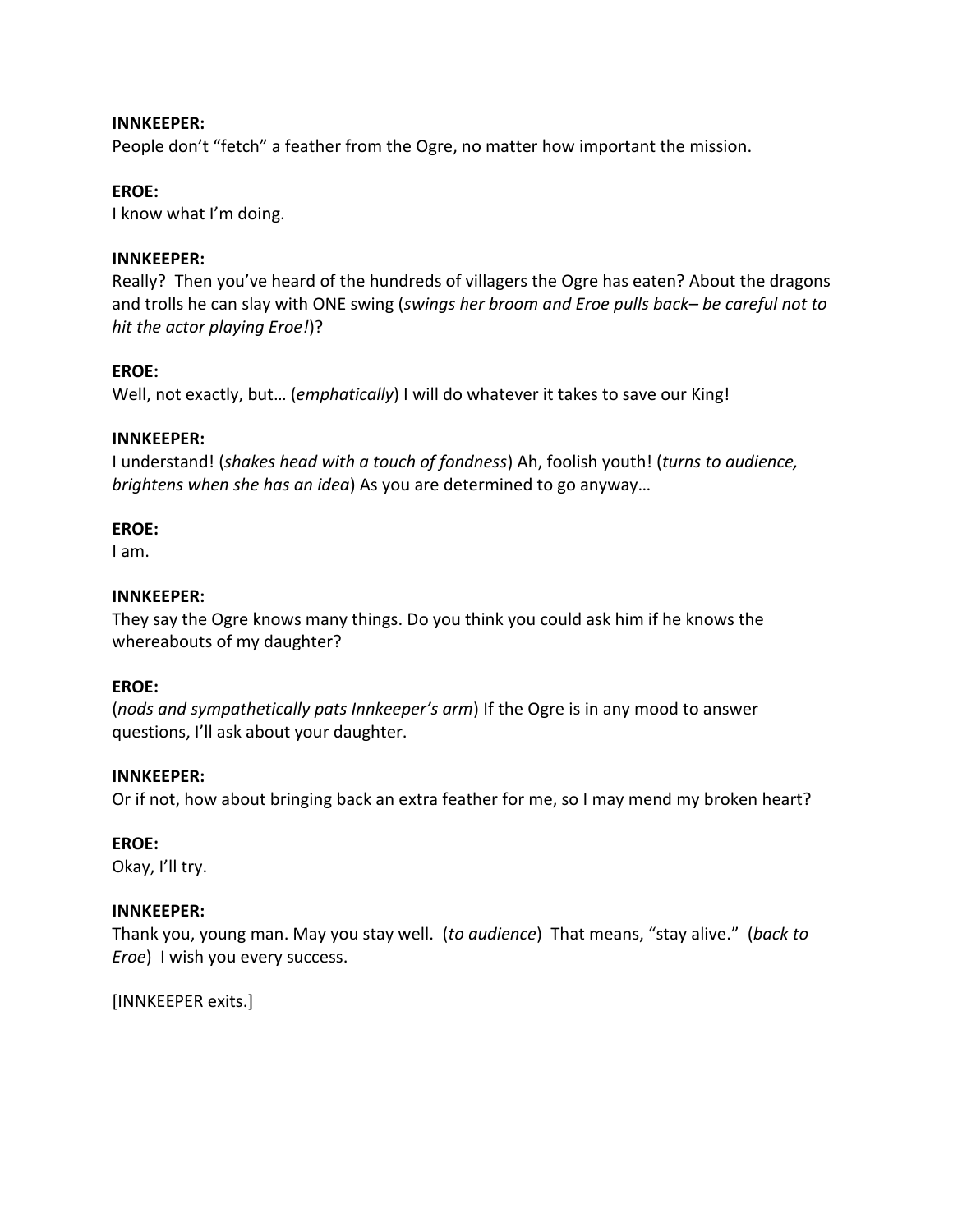**INNKEEPER:**
People don't "fetch" a feather from the Ogre, no matter how important the mission.

**EROE:**
I know what I'm doing.

**INNKEEPER:**
Really? Then you've heard of the hundreds of villagers the Ogre has eaten? About the dragons and trolls he can slay with ONE swing (*swings her broom and Eroe pulls back– be careful not to hit the actor playing Eroe!*)?

**EROE:**
Well, not exactly, but… (*emphatically*) I will do whatever it takes to save our King!

**INNKEEPER:**
I understand! (*shakes head with a touch of fondness*) Ah, foolish youth! (*turns to audience, brightens when she has an idea*) As you are determined to go anyway…

**EROE:**
I am.

**INNKEEPER:**
They say the Ogre knows many things. Do you think you could ask him if he knows the whereabouts of my daughter?

**EROE:**
(*nods and sympathetically pats Innkeeper's arm*) If the Ogre is in any mood to answer questions, I'll ask about your daughter.

**INNKEEPER:**
Or if not, how about bringing back an extra feather for me, so I may mend my broken heart?

**EROE:**
Okay, I'll try.

**INNKEEPER:**
Thank you, young man. May you stay well. (*to audience*) That means, "stay alive." (*back to Eroe*) I wish you every success.

[INNKEEPER exits.]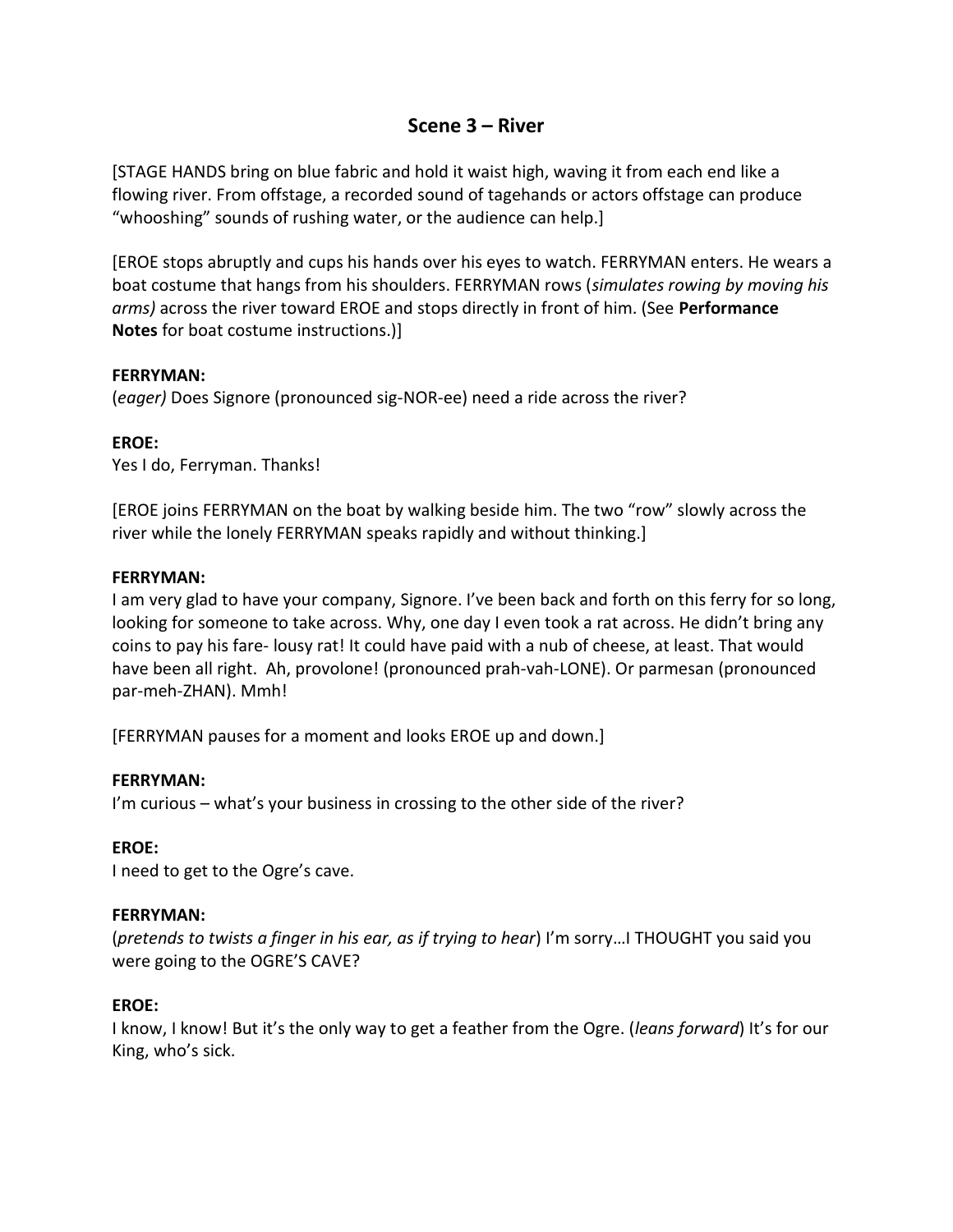## Scene 3 – River

[STAGE HANDS bring on blue fabric and hold it waist high, waving it from each end like a flowing river. From offstage, a recorded sound of tagehands or actors offstage can produce "whooshing" sounds of rushing water, or the audience can help.]

[EROE stops abruptly and cups his hands over his eyes to watch. FERRYMAN enters. He wears a boat costume that hangs from his shoulders. FERRYMAN rows (*simulates rowing by moving his arms)* across the river toward EROE and stops directly in front of him. (See **Performance Notes** for boat costume instructions.)]

**FERRYMAN:**
(*eager)* Does Signore (pronounced sig-NOR-ee) need a ride across the river?

**EROE:**
Yes I do, Ferryman. Thanks!

[EROE joins FERRYMAN on the boat by walking beside him. The two "row" slowly across the river while the lonely FERRYMAN speaks rapidly and without thinking.]

**FERRYMAN:**
I am very glad to have your company, Signore. I've been back and forth on this ferry for so long, looking for someone to take across. Why, one day I even took a rat across. He didn't bring any coins to pay his fare- lousy rat! It could have paid with a nub of cheese, at least. That would have been all right. Ah, provolone! (pronounced prah-vah-LONE). Or parmesan (pronounced par-meh-ZHAN). Mmh!

[FERRYMAN pauses for a moment and looks EROE up and down.]

**FERRYMAN:**
I'm curious – what's your business in crossing to the other side of the river?

**EROE:**
I need to get to the Ogre's cave.

**FERRYMAN:**
(*pretends to twists a finger in his ear, as if trying to hear*) I'm sorry…I THOUGHT you said you were going to the OGRE'S CAVE?

**EROE:**
I know, I know! But it's the only way to get a feather from the Ogre. (*leans forward*) It's for our King, who's sick.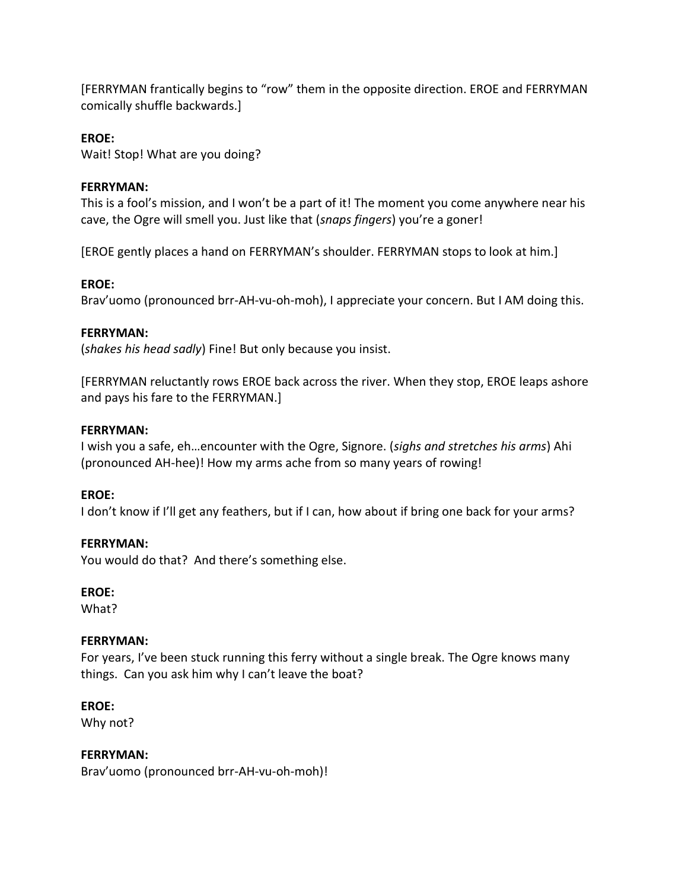[FERRYMAN frantically begins to "row" them in the opposite direction. EROE and FERRYMAN comically shuffle backwards.]

**EROE:**
Wait! Stop! What are you doing?

**FERRYMAN:**
This is a fool's mission, and I won't be a part of it! The moment you come anywhere near his cave, the Ogre will smell you. Just like that (*snaps fingers*) you're a goner!

[EROE gently places a hand on FERRYMAN's shoulder. FERRYMAN stops to look at him.]

**EROE:**
Brav'uomo (pronounced brr-AH-vu-oh-moh), I appreciate your concern. But I AM doing this.

**FERRYMAN:**
(*shakes his head sadly*) Fine! But only because you insist.

[FERRYMAN reluctantly rows EROE back across the river. When they stop, EROE leaps ashore and pays his fare to the FERRYMAN.]

**FERRYMAN:**
I wish you a safe, eh…encounter with the Ogre, Signore. (*sighs and stretches his arms*) Ahi (pronounced AH-hee)! How my arms ache from so many years of rowing!

**EROE:**
I don't know if I'll get any feathers, but if I can, how about if bring one back for your arms?

**FERRYMAN:**
You would do that? And there's something else.

**EROE:**
What?

**FERRYMAN:**
For years, I've been stuck running this ferry without a single break. The Ogre knows many things. Can you ask him why I can't leave the boat?

**EROE:**
Why not?

**FERRYMAN:**
Brav'uomo (pronounced brr-AH-vu-oh-moh)!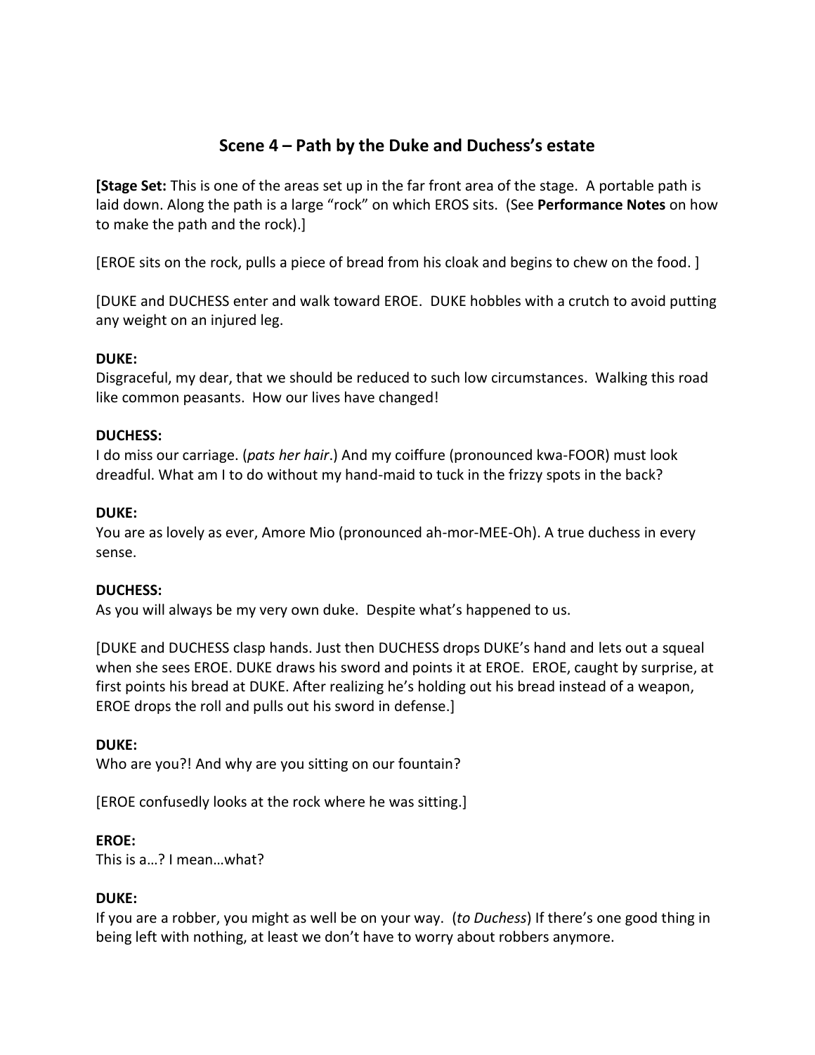## Scene 4 – Path by the Duke and Duchess's estate

[**Stage Set:** This is one of the areas set up in the far front area of the stage. A portable path is laid down. Along the path is a large "rock" on which EROS sits. (See **Performance Notes** on how to make the path and the rock).]

[EROE sits on the rock, pulls a piece of bread from his cloak and begins to chew on the food. ]

[DUKE and DUCHESS enter and walk toward EROE. DUKE hobbles with a crutch to avoid putting any weight on an injured leg.

**DUKE:**
Disgraceful, my dear, that we should be reduced to such low circumstances. Walking this road like common peasants. How our lives have changed!

**DUCHESS:**
I do miss our carriage. (*pats her hair*.) And my coiffure (pronounced kwa-FOOR) must look dreadful. What am I to do without my hand-maid to tuck in the frizzy spots in the back?

**DUKE:**
You are as lovely as ever, Amore Mio (pronounced ah-mor-MEE-Oh). A true duchess in every sense.

**DUCHESS:**
As you will always be my very own duke. Despite what's happened to us.

[DUKE and DUCHESS clasp hands. Just then DUCHESS drops DUKE's hand and lets out a squeal when she sees EROE. DUKE draws his sword and points it at EROE. EROE, caught by surprise, at first points his bread at DUKE. After realizing he's holding out his bread instead of a weapon, EROE drops the roll and pulls out his sword in defense.]

**DUKE:**
Who are you?! And why are you sitting on our fountain?

[EROE confusedly looks at the rock where he was sitting.]

**EROE:**
This is a…? I mean…what?

**DUKE:**
If you are a robber, you might as well be on your way. (*to Duchess*) If there's one good thing in being left with nothing, at least we don't have to worry about robbers anymore.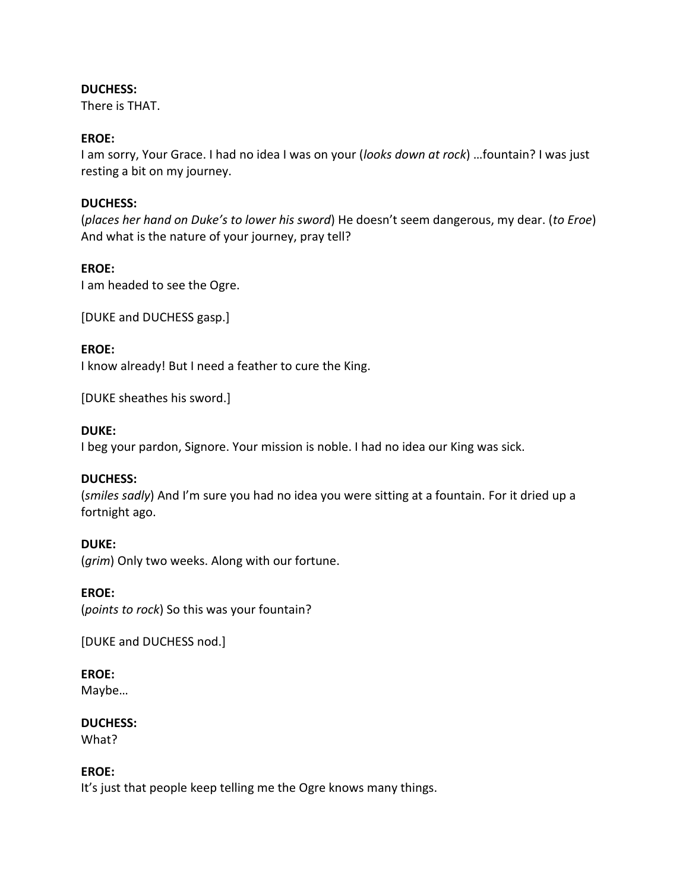**DUCHESS:**
There is THAT.

**EROE:**
I am sorry, Your Grace. I had no idea I was on your (*looks down at rock*) …fountain? I was just resting a bit on my journey.

**DUCHESS:**
(*places her hand on Duke's to lower his sword*) He doesn't seem dangerous, my dear. (*to Eroe*) And what is the nature of your journey, pray tell?

**EROE:**
I am headed to see the Ogre.

[DUKE and DUCHESS gasp.]

**EROE:**
I know already! But I need a feather to cure the King.

[DUKE sheathes his sword.]

**DUKE:**
I beg your pardon, Signore. Your mission is noble. I had no idea our King was sick.

**DUCHESS:**
(*smiles sadly*) And I'm sure you had no idea you were sitting at a fountain. For it dried up a fortnight ago.

**DUKE:**
(*grim*) Only two weeks. Along with our fortune.

**EROE:**
(*points to rock*) So this was your fountain?

[DUKE and DUCHESS nod.]

**EROE:**
Maybe…

**DUCHESS:**
What?

**EROE:**
It's just that people keep telling me the Ogre knows many things.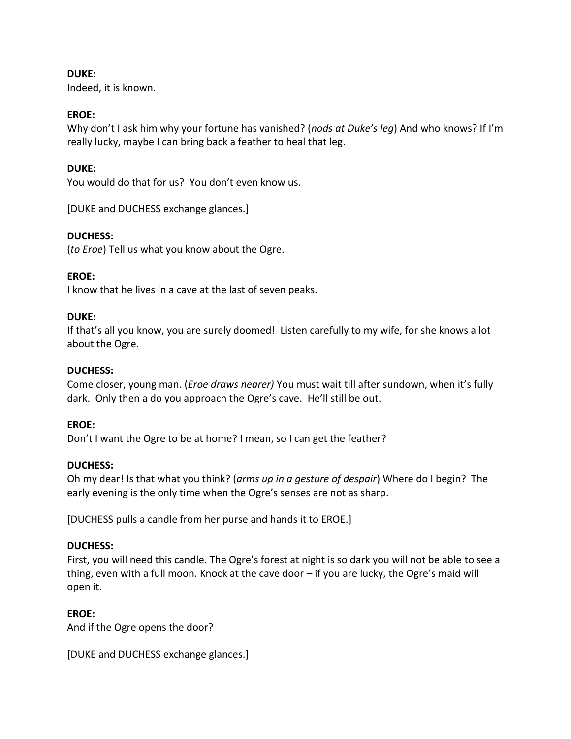**DUKE:**
Indeed, it is known.

**EROE:**
Why don't I ask him why your fortune has vanished? (*nods at Duke's leg*) And who knows? If I'm really lucky, maybe I can bring back a feather to heal that leg.

**DUKE:**
You would do that for us? You don't even know us.

[DUKE and DUCHESS exchange glances.]

**DUCHESS:**
(*to Eroe*) Tell us what you know about the Ogre.

**EROE:**
I know that he lives in a cave at the last of seven peaks.

**DUKE:**
If that's all you know, you are surely doomed! Listen carefully to my wife, for she knows a lot about the Ogre.

**DUCHESS:**
Come closer, young man. (*Eroe draws nearer)* You must wait till after sundown, when it's fully dark. Only then a do you approach the Ogre's cave. He'll still be out.

**EROE:**
Don't I want the Ogre to be at home? I mean, so I can get the feather?

**DUCHESS:**
Oh my dear! Is that what you think? (*arms up in a gesture of despair*) Where do I begin? The early evening is the only time when the Ogre's senses are not as sharp.

[DUCHESS pulls a candle from her purse and hands it to EROE.]

**DUCHESS:**
First, you will need this candle. The Ogre's forest at night is so dark you will not be able to see a thing, even with a full moon. Knock at the cave door – if you are lucky, the Ogre's maid will open it.

**EROE:**
And if the Ogre opens the door?

[DUKE and DUCHESS exchange glances.]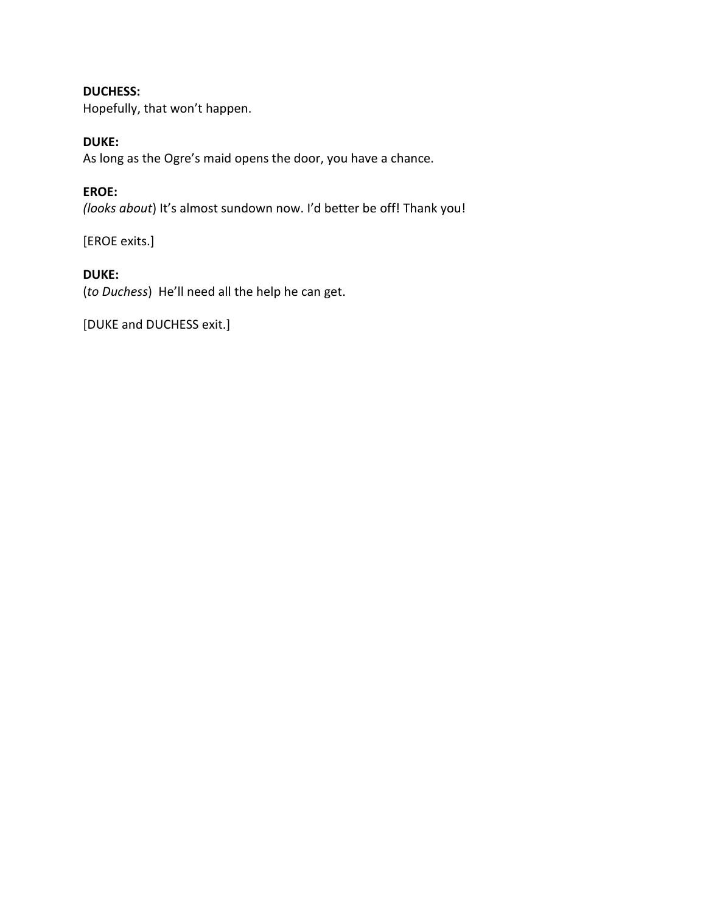**DUCHESS:**
Hopefully, that won't happen.

**DUKE:**
As long as the Ogre's maid opens the door, you have a chance.

**EROE:**
*(looks about*) It's almost sundown now. I'd better be off! Thank you!

[EROE exits.]

**DUKE:**
(*to Duchess*)  He'll need all the help he can get.

[DUKE and DUCHESS exit.]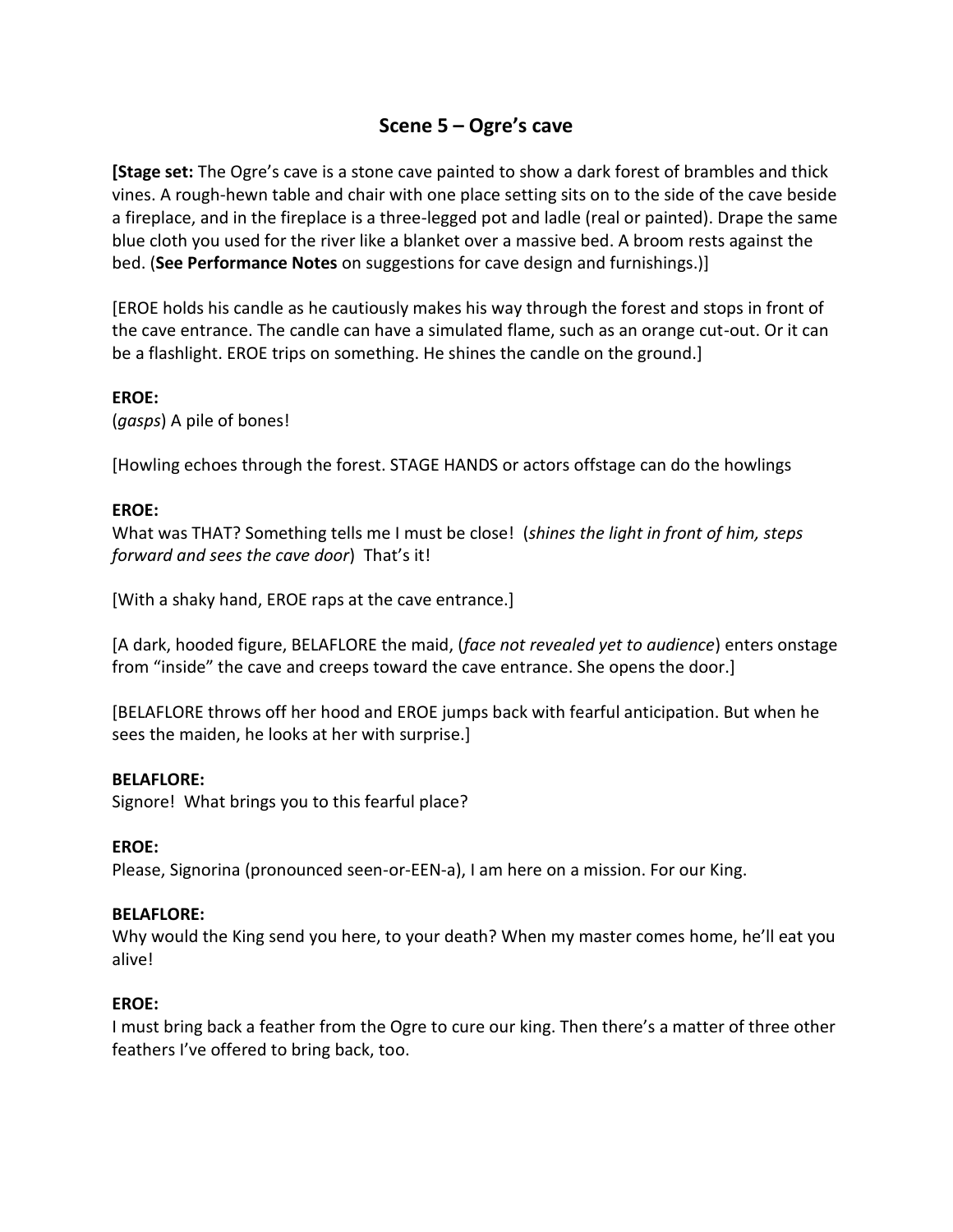## Scene 5 – Ogre's cave

**[Stage set:** The Ogre's cave is a stone cave painted to show a dark forest of brambles and thick vines. A rough-hewn table and chair with one place setting sits on to the side of the cave beside a fireplace, and in the fireplace is a three-legged pot and ladle (real or painted). Drape the same blue cloth you used for the river like a blanket over a massive bed. A broom rests against the bed. (**See Performance Notes** on suggestions for cave design and furnishings.)]

[EROE holds his candle as he cautiously makes his way through the forest and stops in front of the cave entrance. The candle can have a simulated flame, such as an orange cut-out. Or it can be a flashlight. EROE trips on something. He shines the candle on the ground.]

**EROE:**
(*gasps*) A pile of bones!

[Howling echoes through the forest. STAGE HANDS or actors offstage can do the howlings

**EROE:**
What was THAT? Something tells me I must be close! (*shines the light in front of him, steps forward and sees the cave door*) That's it!

[With a shaky hand, EROE raps at the cave entrance.]

[A dark, hooded figure, BELAFLORE the maid, (*face not revealed yet to audience*) enters onstage from "inside" the cave and creeps toward the cave entrance. She opens the door.]

[BELAFLORE throws off her hood and EROE jumps back with fearful anticipation. But when he sees the maiden, he looks at her with surprise.]

**BELAFLORE:**
Signore! What brings you to this fearful place?

**EROE:**
Please, Signorina (pronounced seen-or-EEN-a), I am here on a mission. For our King.

**BELAFLORE:**
Why would the King send you here, to your death? When my master comes home, he'll eat you alive!

**EROE:**
I must bring back a feather from the Ogre to cure our king. Then there's a matter of three other feathers I've offered to bring back, too.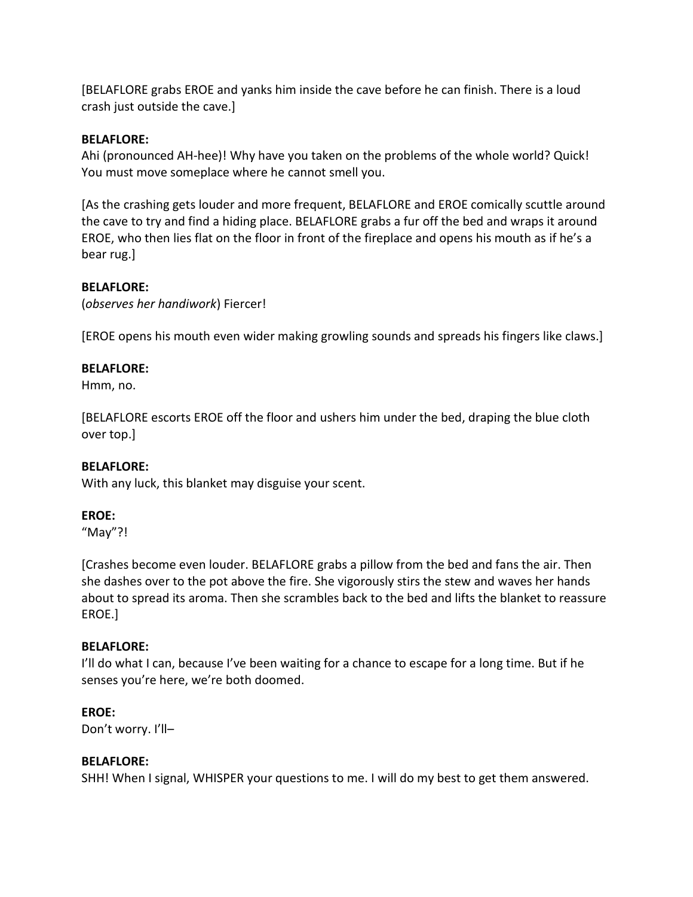[BELAFLORE grabs EROE and yanks him inside the cave before he can finish. There is a loud crash just outside the cave.]

**BELAFLORE:**
Ahi (pronounced AH-hee)! Why have you taken on the problems of the whole world? Quick! You must move someplace where he cannot smell you.

[As the crashing gets louder and more frequent, BELAFLORE and EROE comically scuttle around the cave to try and find a hiding place. BELAFLORE grabs a fur off the bed and wraps it around EROE, who then lies flat on the floor in front of the fireplace and opens his mouth as if he's a bear rug.]

**BELAFLORE:**
(*observes her handiwork*) Fiercer!

[EROE opens his mouth even wider making growling sounds and spreads his fingers like claws.]

**BELAFLORE:**
Hmm, no.

[BELAFLORE escorts EROE off the floor and ushers him under the bed, draping the blue cloth over top.]

**BELAFLORE:**
With any luck, this blanket may disguise your scent.

**EROE:**
"May"?!

[Crashes become even louder. BELAFLORE grabs a pillow from the bed and fans the air. Then she dashes over to the pot above the fire. She vigorously stirs the stew and waves her hands about to spread its aroma. Then she scrambles back to the bed and lifts the blanket to reassure EROE.]

**BELAFLORE:**
I'll do what I can, because I've been waiting for a chance to escape for a long time. But if he senses you're here, we're both doomed.

**EROE:**
Don't worry. I'll–

**BELAFLORE:**
SHH! When I signal, WHISPER your questions to me. I will do my best to get them answered.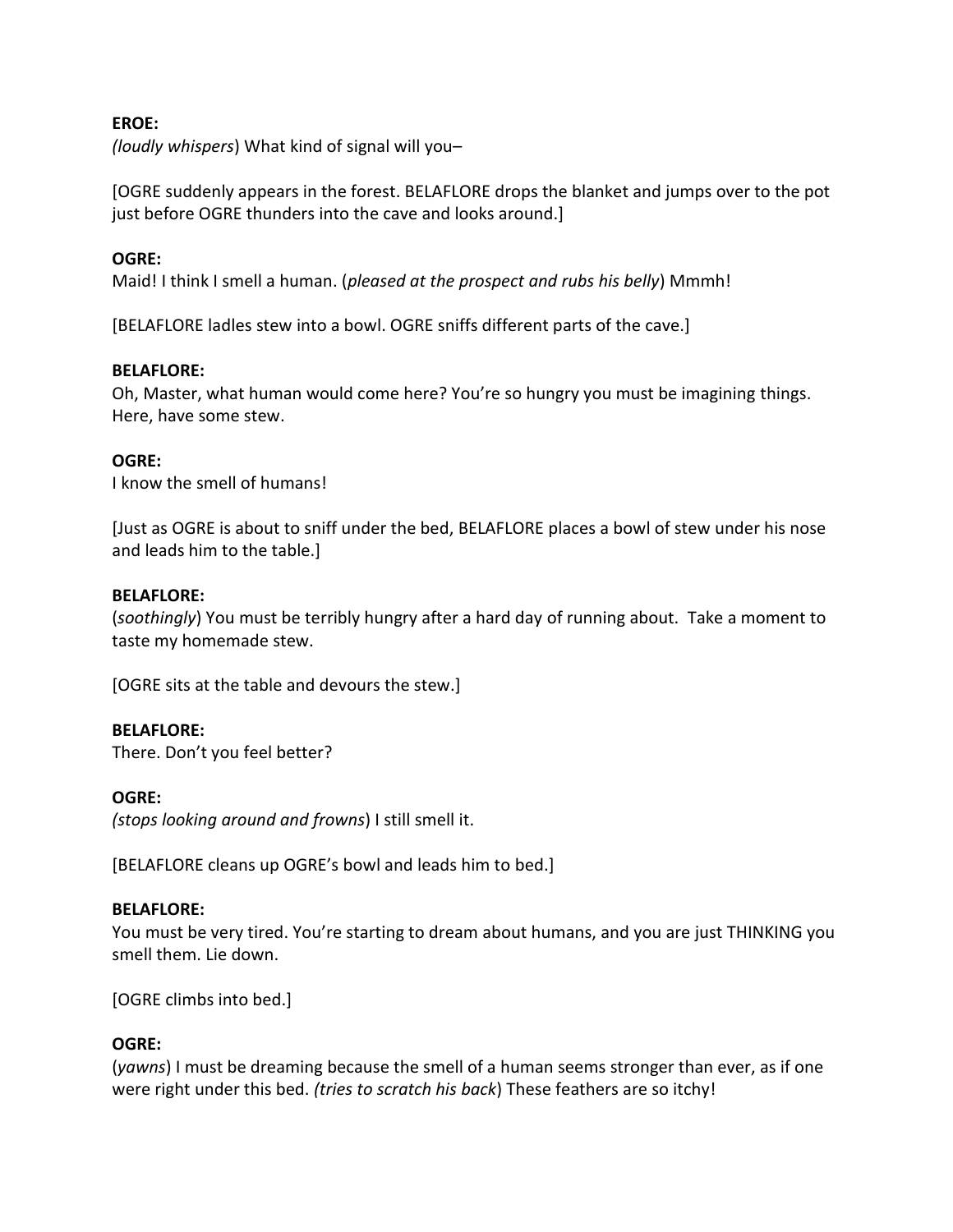**EROE:**
*(loudly whispers*) What kind of signal will you–

[OGRE suddenly appears in the forest. BELAFLORE drops the blanket and jumps over to the pot just before OGRE thunders into the cave and looks around.]

**OGRE:**
Maid! I think I smell a human. (*pleased at the prospect and rubs his belly*) Mmmh!

[BELAFLORE ladles stew into a bowl. OGRE sniffs different parts of the cave.]

**BELAFLORE:**
Oh, Master, what human would come here? You're so hungry you must be imagining things. Here, have some stew.

**OGRE:**
I know the smell of humans!

[Just as OGRE is about to sniff under the bed, BELAFLORE places a bowl of stew under his nose and leads him to the table.]

**BELAFLORE:**
(*soothingly*) You must be terribly hungry after a hard day of running about. Take a moment to taste my homemade stew.

[OGRE sits at the table and devours the stew.]

**BELAFLORE:**
There. Don't you feel better?

**OGRE:**
*(stops looking around and frowns*) I still smell it.

[BELAFLORE cleans up OGRE's bowl and leads him to bed.]

**BELAFLORE:**
You must be very tired. You're starting to dream about humans, and you are just THINKING you smell them. Lie down.

[OGRE climbs into bed.]

**OGRE:**
(*yawns*) I must be dreaming because the smell of a human seems stronger than ever, as if one were right under this bed. *(tries to scratch his back*) These feathers are so itchy!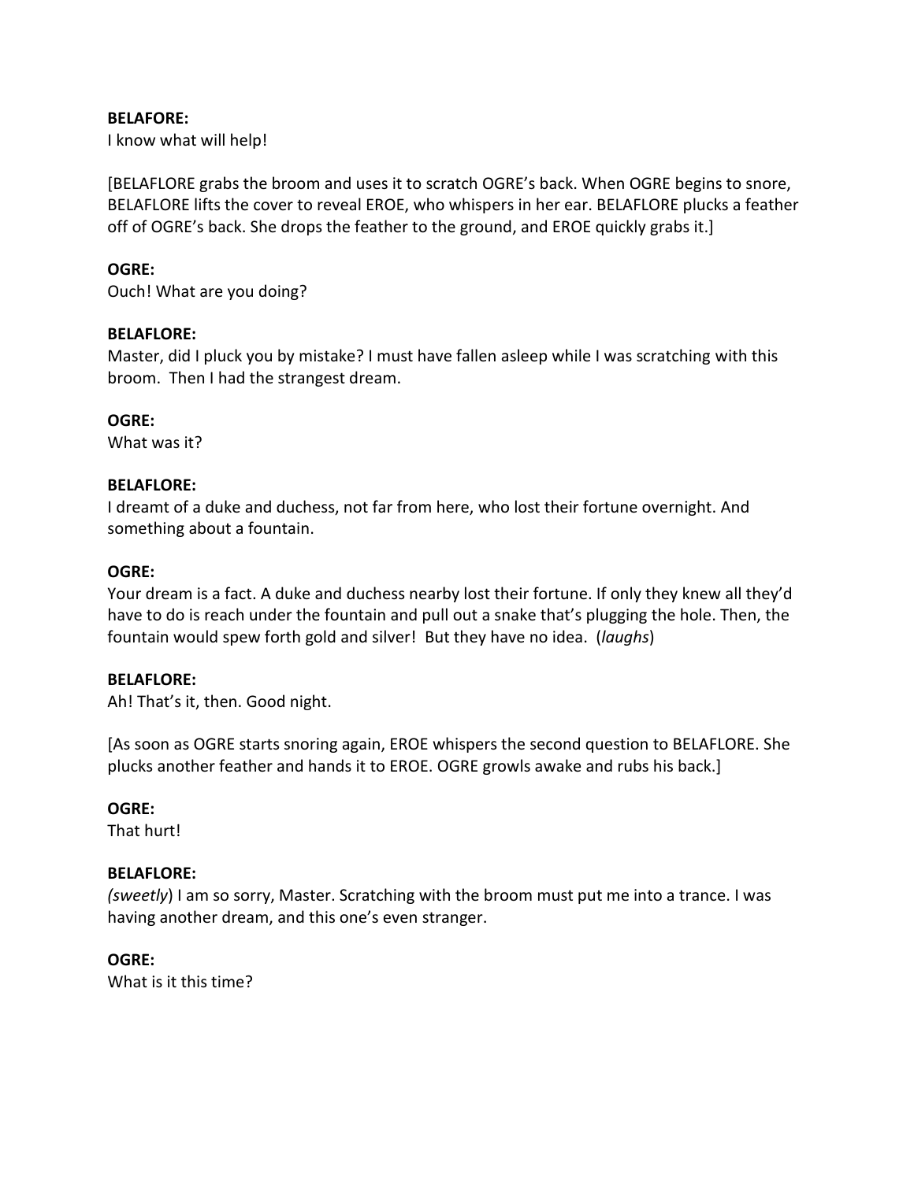**BELAFORE:**
I know what will help!

[BELAFLORE grabs the broom and uses it to scratch OGRE's back. When OGRE begins to snore, BELAFLORE lifts the cover to reveal EROE, who whispers in her ear. BELAFLORE plucks a feather off of OGRE's back. She drops the feather to the ground, and EROE quickly grabs it.]

**OGRE:**
Ouch! What are you doing?

**BELAFLORE:**
Master, did I pluck you by mistake? I must have fallen asleep while I was scratching with this broom. Then I had the strangest dream.

**OGRE:**
What was it?

**BELAFLORE:**
I dreamt of a duke and duchess, not far from here, who lost their fortune overnight. And something about a fountain.

**OGRE:**
Your dream is a fact. A duke and duchess nearby lost their fortune. If only they knew all they'd have to do is reach under the fountain and pull out a snake that's plugging the hole. Then, the fountain would spew forth gold and silver! But they have no idea. (*laughs*)

**BELAFLORE:**
Ah! That's it, then. Good night.

[As soon as OGRE starts snoring again, EROE whispers the second question to BELAFLORE. She plucks another feather and hands it to EROE. OGRE growls awake and rubs his back.]

**OGRE:**
That hurt!

**BELAFLORE:**
(*sweetly*) I am so sorry, Master. Scratching with the broom must put me into a trance. I was having another dream, and this one's even stranger.

**OGRE:**
What is it this time?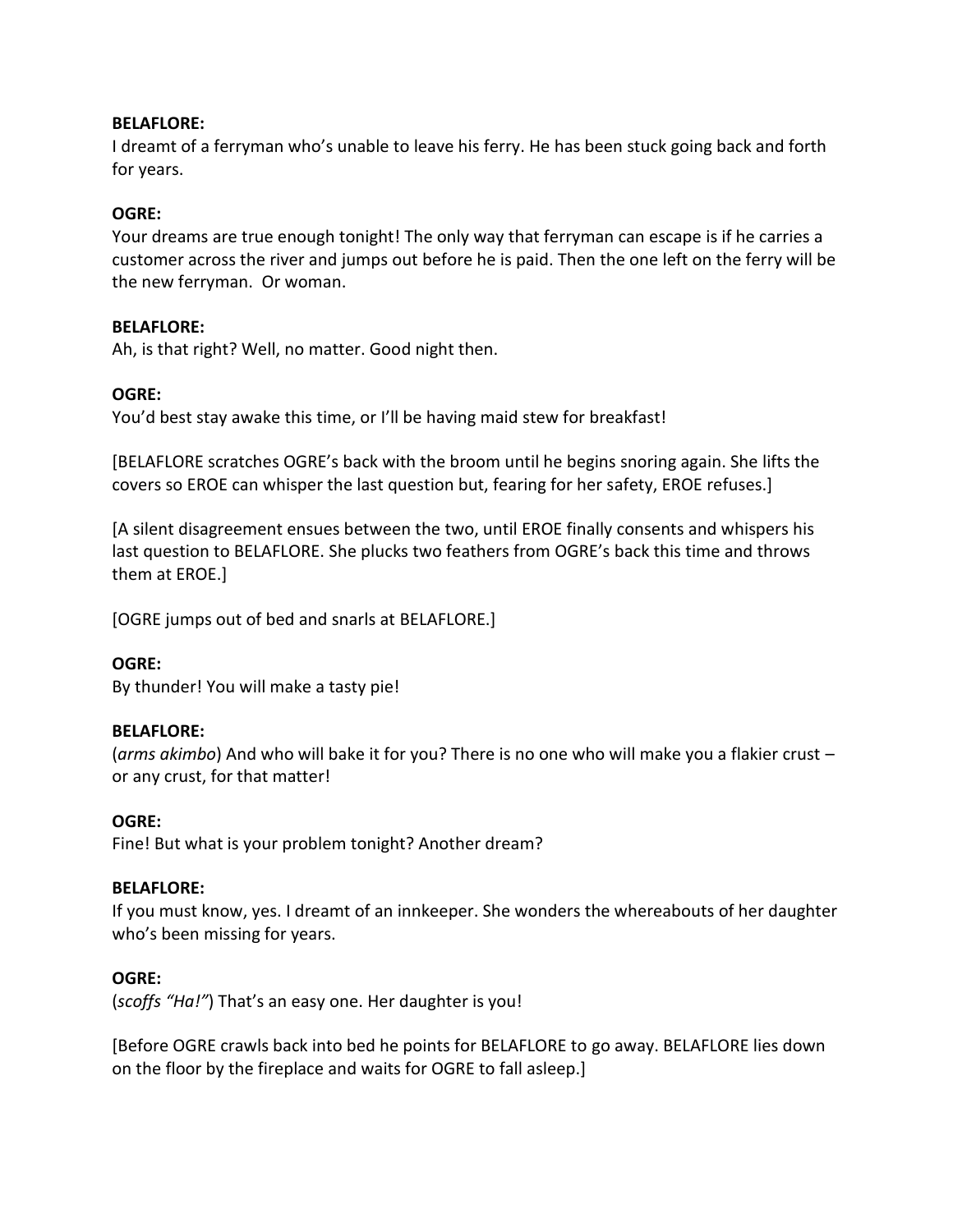**BELAFLORE:**
I dreamt of a ferryman who's unable to leave his ferry. He has been stuck going back and forth for years.

**OGRE:**
Your dreams are true enough tonight! The only way that ferryman can escape is if he carries a customer across the river and jumps out before he is paid. Then the one left on the ferry will be the new ferryman. Or woman.

**BELAFLORE:**
Ah, is that right? Well, no matter. Good night then.

**OGRE:**
You'd best stay awake this time, or I'll be having maid stew for breakfast!

[BELAFLORE scratches OGRE's back with the broom until he begins snoring again. She lifts the covers so EROE can whisper the last question but, fearing for her safety, EROE refuses.]

[A silent disagreement ensues between the two, until EROE finally consents and whispers his last question to BELAFLORE. She plucks two feathers from OGRE's back this time and throws them at EROE.]

[OGRE jumps out of bed and snarls at BELAFLORE.]

**OGRE:**
By thunder! You will make a tasty pie!

**BELAFLORE:**
(*arms akimbo*) And who will bake it for you? There is no one who will make you a flakier crust – or any crust, for that matter!

**OGRE:**
Fine! But what is your problem tonight? Another dream?

**BELAFLORE:**
If you must know, yes. I dreamt of an innkeeper. She wonders the whereabouts of her daughter who's been missing for years.

**OGRE:**
(*scoffs "Ha!"*) That's an easy one. Her daughter is you!

[Before OGRE crawls back into bed he points for BELAFLORE to go away. BELAFLORE lies down on the floor by the fireplace and waits for OGRE to fall asleep.]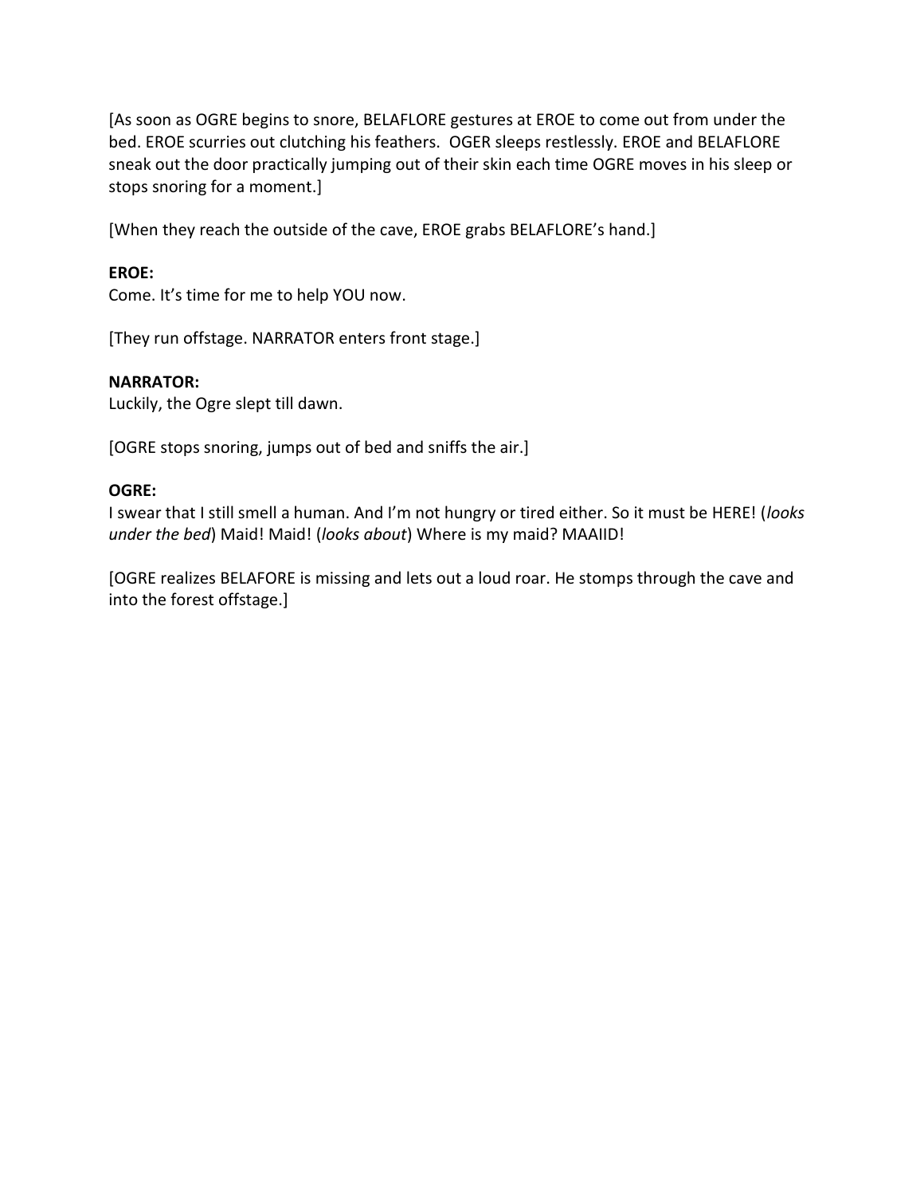[As soon as OGRE begins to snore, BELAFLORE gestures at EROE to come out from under the bed. EROE scurries out clutching his feathers. OGER sleeps restlessly. EROE and BELAFLORE sneak out the door practically jumping out of their skin each time OGRE moves in his sleep or stops snoring for a moment.]

[When they reach the outside of the cave, EROE grabs BELAFLORE's hand.]

**EROE:**
Come. It's time for me to help YOU now.

[They run offstage. NARRATOR enters front stage.]

**NARRATOR:**
Luckily, the Ogre slept till dawn.

[OGRE stops snoring, jumps out of bed and sniffs the air.]

**OGRE:**
I swear that I still smell a human. And I'm not hungry or tired either. So it must be HERE! (*looks under the bed*) Maid! Maid! (*looks about*) Where is my maid? MAAIID!

[OGRE realizes BELAFORE is missing and lets out a loud roar. He stomps through the cave and into the forest offstage.]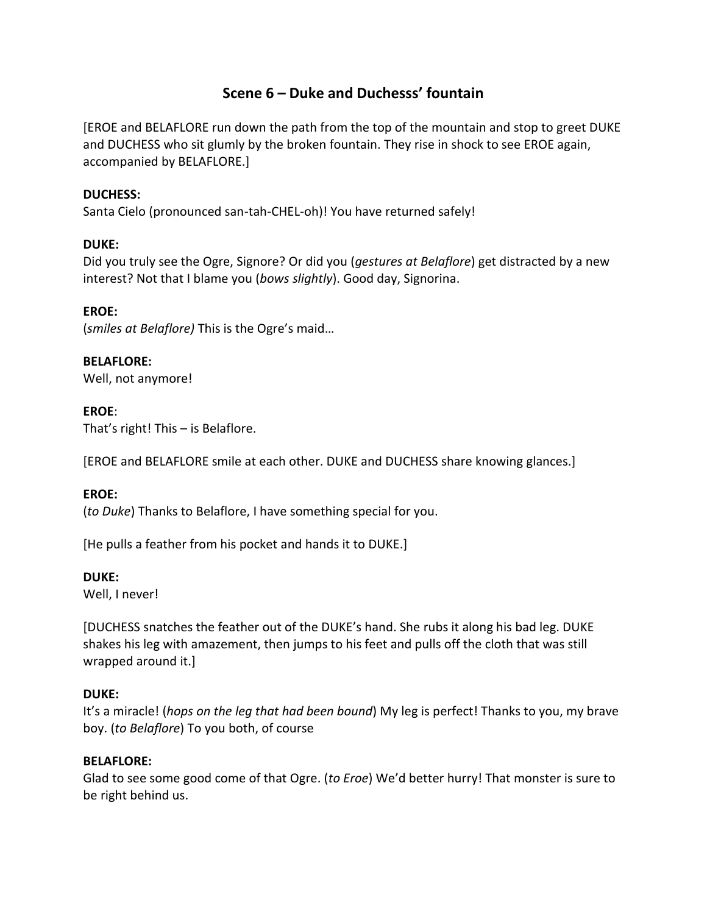## Scene 6 – Duke and Duchesss' fountain

[EROE and BELAFLORE run down the path from the top of the mountain and stop to greet DUKE and DUCHESS who sit glumly by the broken fountain. They rise in shock to see EROE again, accompanied by BELAFLORE.]

**DUCHESS:**
Santa Cielo (pronounced san-tah-CHEL-oh)! You have returned safely!

**DUKE:**
Did you truly see the Ogre, Signore? Or did you (*gestures at Belaflore*) get distracted by a new interest? Not that I blame you (*bows slightly*). Good day, Signorina.

**EROE:**
(*smiles at Belaflore)* This is the Ogre's maid…

**BELAFLORE:**
Well, not anymore!

**EROE**:
That's right! This – is Belaflore.

[EROE and BELAFLORE smile at each other. DUKE and DUCHESS share knowing glances.]

**EROE:**
(*to Duke*) Thanks to Belaflore, I have something special for you.

[He pulls a feather from his pocket and hands it to DUKE.]

**DUKE:**
Well, I never!

[DUCHESS snatches the feather out of the DUKE's hand. She rubs it along his bad leg. DUKE shakes his leg with amazement, then jumps to his feet and pulls off the cloth that was still wrapped around it.]

**DUKE:**
It's a miracle! (*hops on the leg that had been bound*) My leg is perfect! Thanks to you, my brave boy. (*to Belaflore*) To you both, of course

**BELAFLORE:**
Glad to see some good come of that Ogre. (*to Eroe*) We'd better hurry! That monster is sure to be right behind us.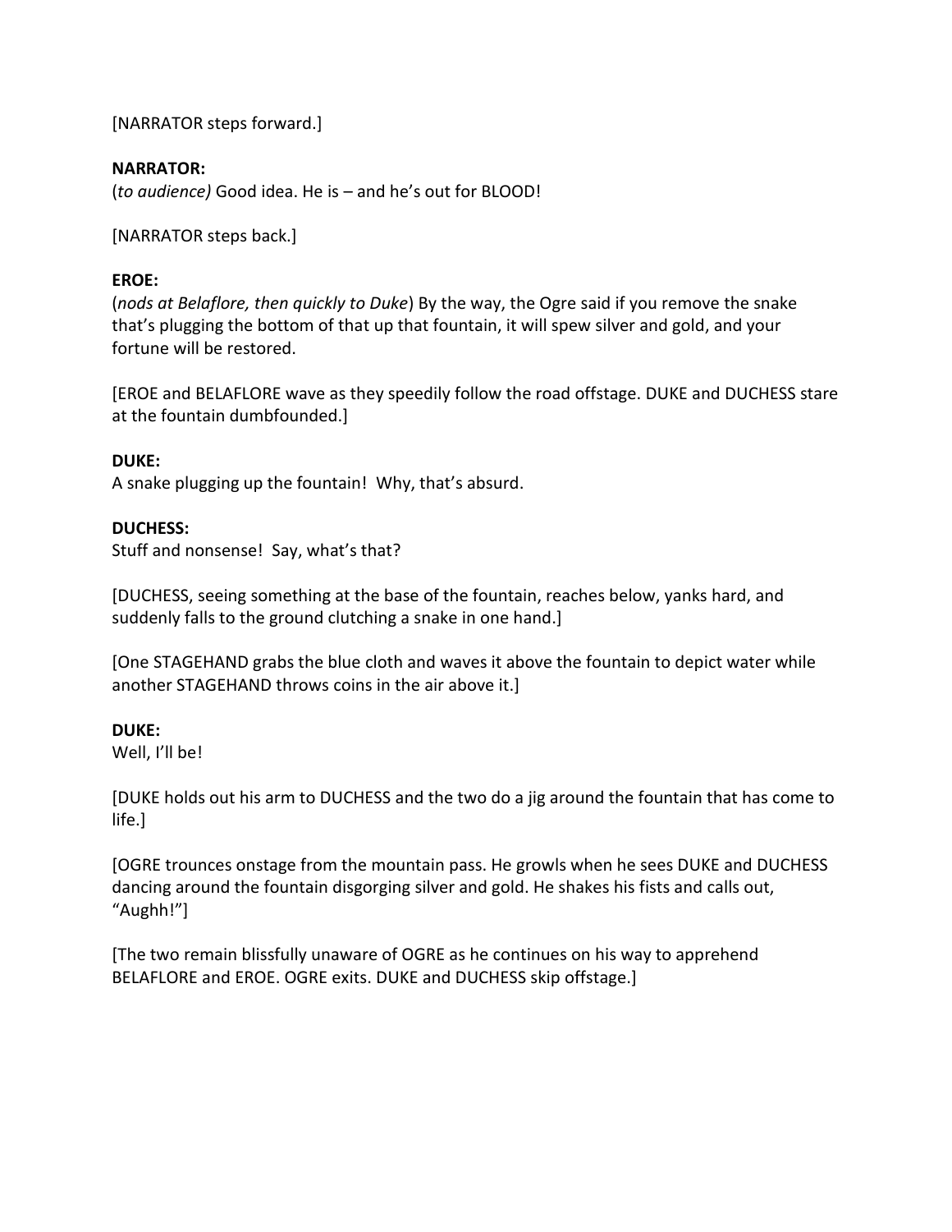[NARRATOR steps forward.]

**NARRATOR:**
(*to audience)* Good idea. He is – and he's out for BLOOD!

[NARRATOR steps back.]

**EROE:**
(*nods at Belaflore, then quickly to Duke*) By the way, the Ogre said if you remove the snake that's plugging the bottom of that up that fountain, it will spew silver and gold, and your fortune will be restored.

[EROE and BELAFLORE wave as they speedily follow the road offstage. DUKE and DUCHESS stare at the fountain dumbfounded.]

**DUKE:**
A snake plugging up the fountain! Why, that's absurd.

**DUCHESS:**
Stuff and nonsense! Say, what's that?

[DUCHESS, seeing something at the base of the fountain, reaches below, yanks hard, and suddenly falls to the ground clutching a snake in one hand.]

[One STAGEHAND grabs the blue cloth and waves it above the fountain to depict water while another STAGEHAND throws coins in the air above it.]

**DUKE:**
Well, I'll be!

[DUKE holds out his arm to DUCHESS and the two do a jig around the fountain that has come to life.]

[OGRE trounces onstage from the mountain pass. He growls when he sees DUKE and DUCHESS dancing around the fountain disgorging silver and gold. He shakes his fists and calls out, "Aughh!"]

[The two remain blissfully unaware of OGRE as he continues on his way to apprehend BELAFLORE and EROE. OGRE exits. DUKE and DUCHESS skip offstage.]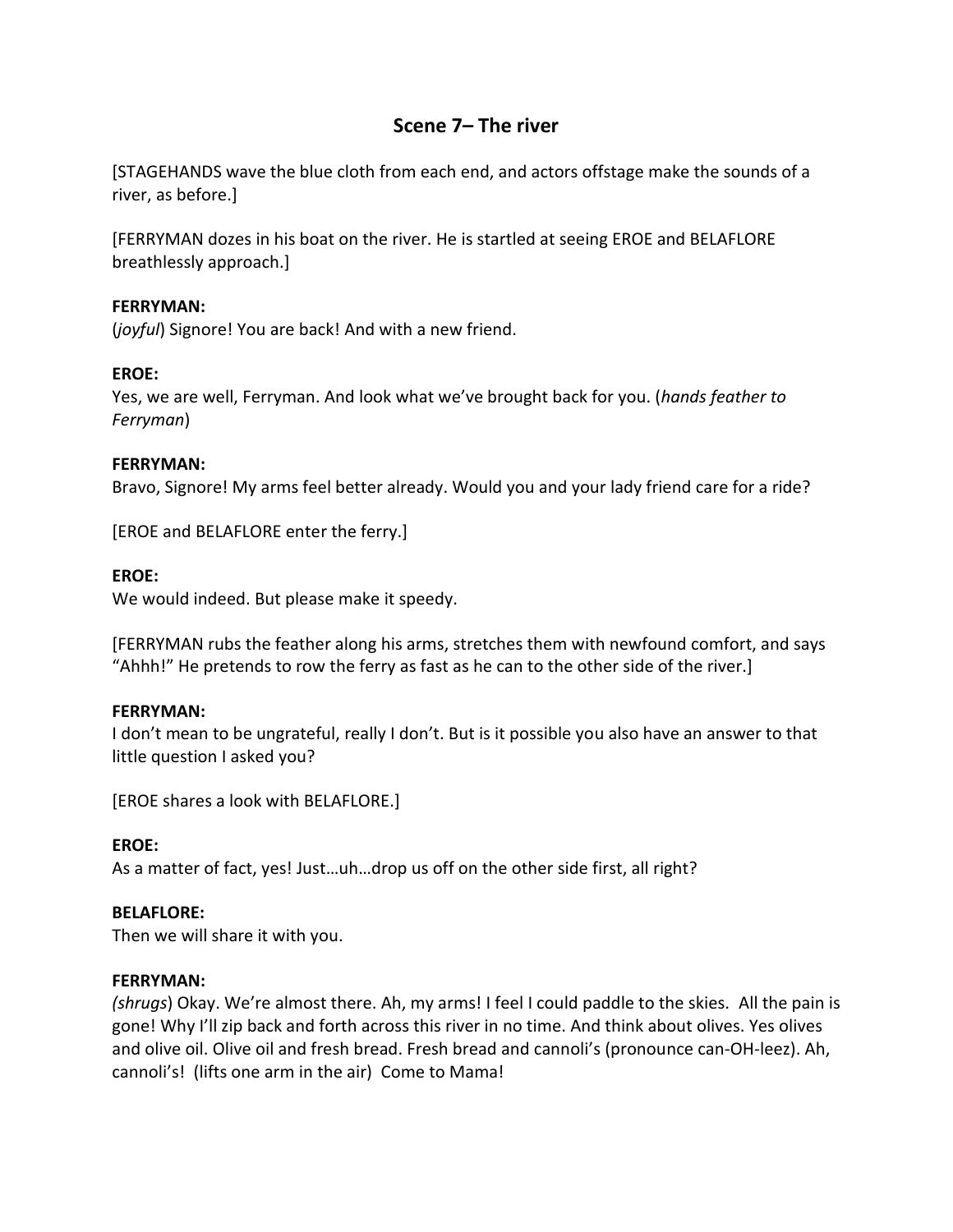## Scene 7– The river

[STAGEHANDS wave the blue cloth from each end, and actors offstage make the sounds of a river, as before.]

[FERRYMAN dozes in his boat on the river. He is startled at seeing EROE and BELAFLORE breathlessly approach.]

**FERRYMAN:**
(*joyful*) Signore! You are back! And with a new friend.

**EROE:**
Yes, we are well, Ferryman. And look what we've brought back for you. (*hands feather to Ferryman*)

**FERRYMAN:**
Bravo, Signore! My arms feel better already. Would you and your lady friend care for a ride?

[EROE and BELAFLORE enter the ferry.]

**EROE:**
We would indeed. But please make it speedy.

[FERRYMAN rubs the feather along his arms, stretches them with newfound comfort, and says "Ahhh!" He pretends to row the ferry as fast as he can to the other side of the river.]

**FERRYMAN:**
I don't mean to be ungrateful, really I don't. But is it possible you also have an answer to that little question I asked you?

[EROE shares a look with BELAFLORE.]

**EROE:**
As a matter of fact, yes! Just…uh…drop us off on the other side first, all right?

**BELAFLORE:**
Then we will share it with you.

**FERRYMAN:**
*(shrugs*) Okay. We're almost there. Ah, my arms! I feel I could paddle to the skies. All the pain is gone! Why I'll zip back and forth across this river in no time. And think about olives. Yes olives and olive oil. Olive oil and fresh bread. Fresh bread and cannoli's (pronounce can-OH-leez). Ah, cannoli's! (lifts one arm in the air) Come to Mama!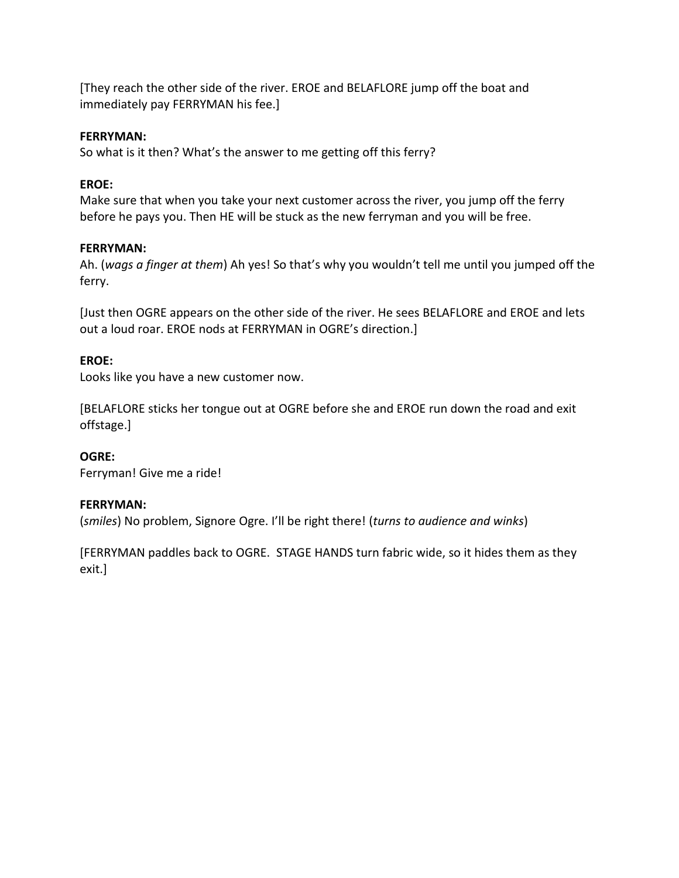[They reach the other side of the river. EROE and BELAFLORE jump off the boat and immediately pay FERRYMAN his fee.]

**FERRYMAN:**
So what is it then? What's the answer to me getting off this ferry?

**EROE:**
Make sure that when you take your next customer across the river, you jump off the ferry before he pays you. Then HE will be stuck as the new ferryman and you will be free.

**FERRYMAN:**
Ah. (*wags a finger at them*) Ah yes! So that's why you wouldn't tell me until you jumped off the ferry.

[Just then OGRE appears on the other side of the river. He sees BELAFLORE and EROE and lets out a loud roar. EROE nods at FERRYMAN in OGRE's direction.]

**EROE:**
Looks like you have a new customer now.

[BELAFLORE sticks her tongue out at OGRE before she and EROE run down the road and exit offstage.]

**OGRE:**
Ferryman! Give me a ride!

**FERRYMAN:**
(*smiles*) No problem, Signore Ogre. I'll be right there! (*turns to audience and winks*)

[FERRYMAN paddles back to OGRE. STAGE HANDS turn fabric wide, so it hides them as they exit.]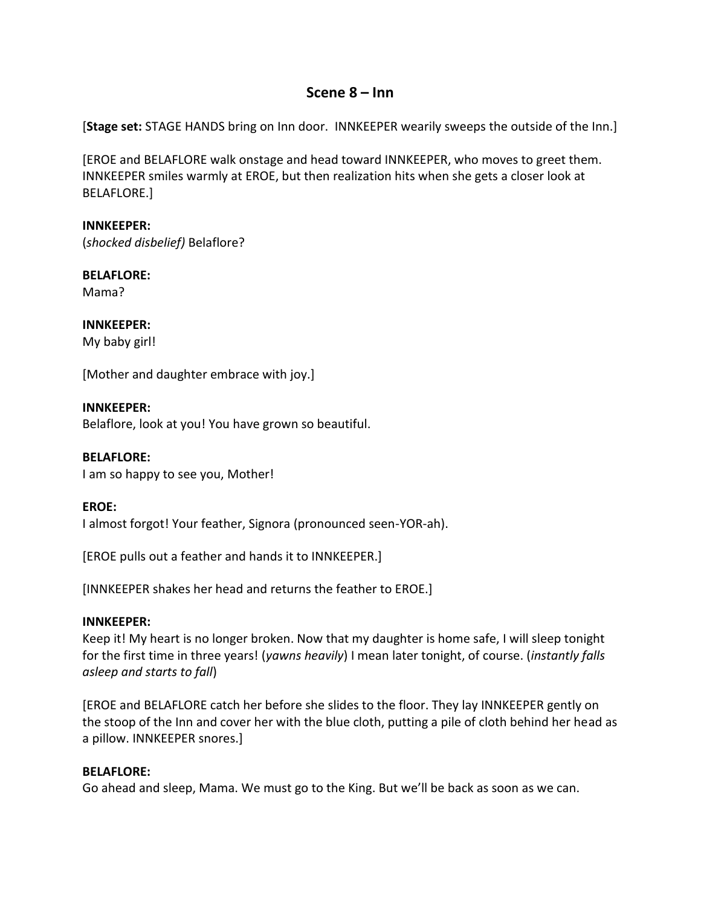## Scene 8 – Inn

[**Stage set:** STAGE HANDS bring on Inn door. INNKEEPER wearily sweeps the outside of the Inn.]

[EROE and BELAFLORE walk onstage and head toward INNKEEPER, who moves to greet them. INNKEEPER smiles warmly at EROE, but then realization hits when she gets a closer look at BELAFLORE.]

**INNKEEPER:**
(*shocked disbelief)* Belaflore?

**BELAFLORE:**
Mama?

**INNKEEPER:**
My baby girl!

[Mother and daughter embrace with joy.]

**INNKEEPER:**
Belaflore, look at you! You have grown so beautiful.

**BELAFLORE:**
I am so happy to see you, Mother!

**EROE:**
I almost forgot! Your feather, Signora (pronounced seen-YOR-ah).

[EROE pulls out a feather and hands it to INNKEEPER.]

[INNKEEPER shakes her head and returns the feather to EROE.]

**INNKEEPER:**
Keep it! My heart is no longer broken. Now that my daughter is home safe, I will sleep tonight for the first time in three years! (*yawns heavily*) I mean later tonight, of course. (*instantly falls asleep and starts to fall*)

[EROE and BELAFLORE catch her before she slides to the floor. They lay INNKEEPER gently on the stoop of the Inn and cover her with the blue cloth, putting a pile of cloth behind her head as a pillow. INNKEEPER snores.]

**BELAFLORE:**
Go ahead and sleep, Mama. We must go to the King. But we'll be back as soon as we can.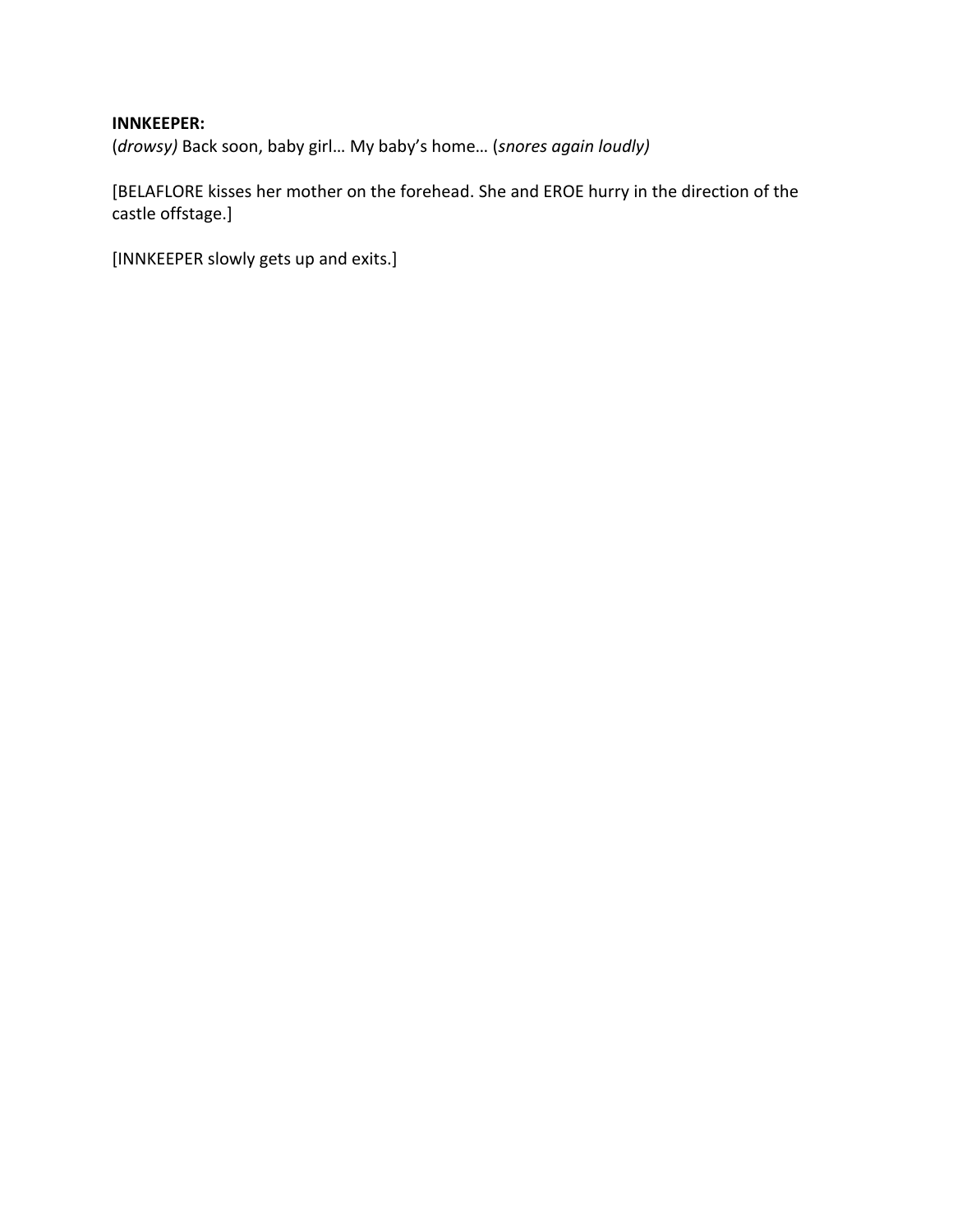**INNKEEPER:**
(*drowsy)* Back soon, baby girl… My baby's home… (*snores again loudly)*

[BELAFLORE kisses her mother on the forehead. She and EROE hurry in the direction of the castle offstage.]

[INNKEEPER slowly gets up and exits.]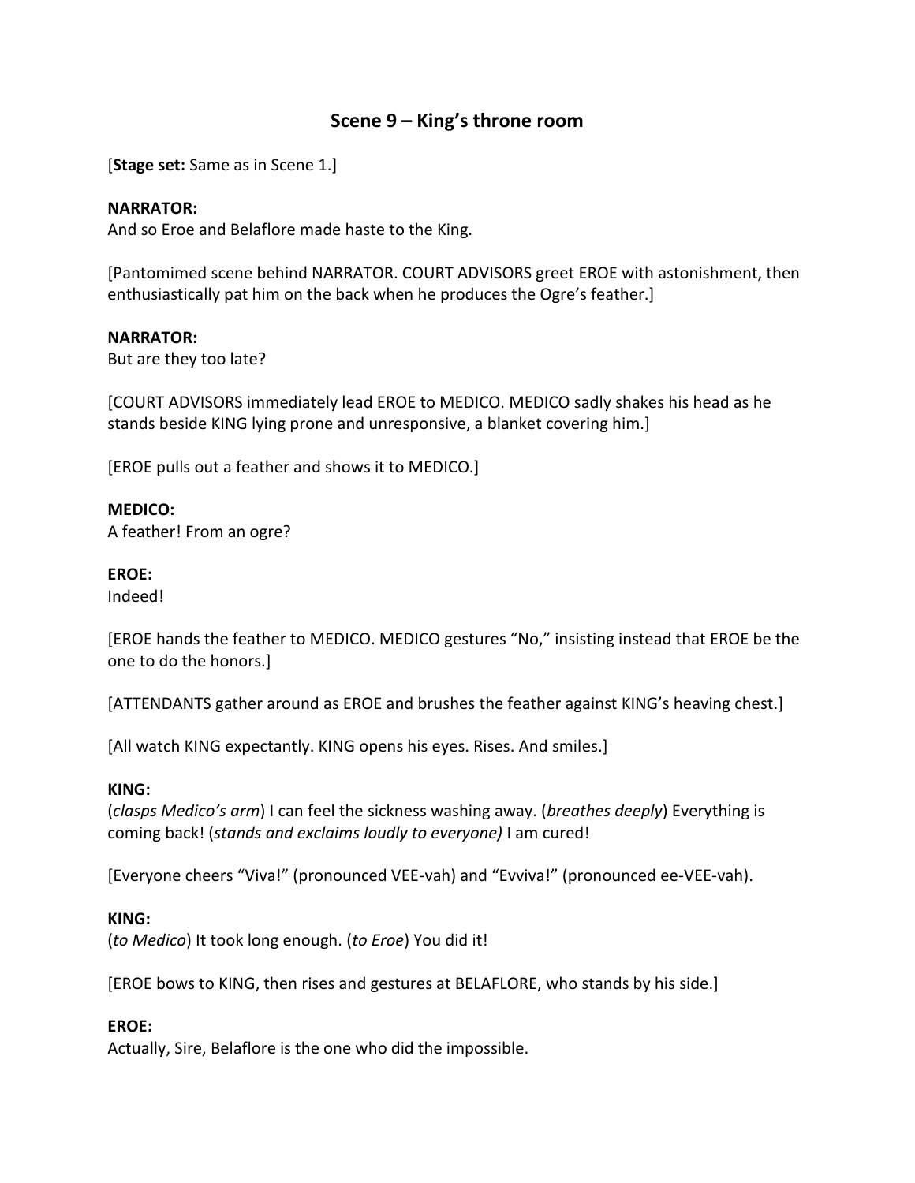## Scene 9 – King's throne room

[**Stage set:** Same as in Scene 1.]

**NARRATOR:**
And so Eroe and Belaflore made haste to the King.

[Pantomimed scene behind NARRATOR. COURT ADVISORS greet EROE with astonishment, then enthusiastically pat him on the back when he produces the Ogre's feather.]

**NARRATOR:**
But are they too late?

[COURT ADVISORS immediately lead EROE to MEDICO. MEDICO sadly shakes his head as he stands beside KING lying prone and unresponsive, a blanket covering him.]

[EROE pulls out a feather and shows it to MEDICO.]

**MEDICO:**
A feather! From an ogre?

**EROE:**
Indeed!

[EROE hands the feather to MEDICO. MEDICO gestures "No," insisting instead that EROE be the one to do the honors.]

[ATTENDANTS gather around as EROE and brushes the feather against KING's heaving chest.]

[All watch KING expectantly. KING opens his eyes. Rises. And smiles.]

**KING:**
(*clasps Medico's arm*) I can feel the sickness washing away. (*breathes deeply*) Everything is coming back! (*stands and exclaims loudly to everyone)* I am cured!

[Everyone cheers "Viva!" (pronounced VEE-vah) and "Evviva!" (pronounced ee-VEE-vah).

**KING:**
(*to Medico*) It took long enough. (*to Eroe*) You did it!

[EROE bows to KING, then rises and gestures at BELAFLORE, who stands by his side.]

**EROE:**
Actually, Sire, Belaflore is the one who did the impossible.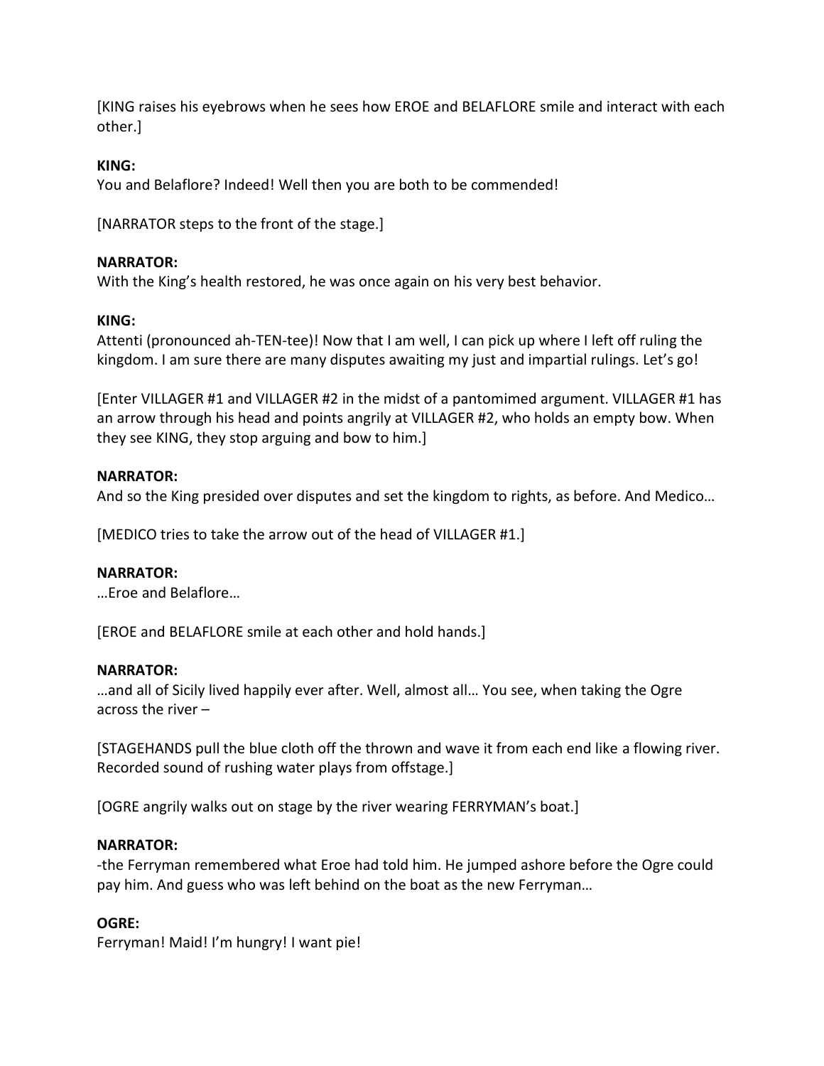[KING raises his eyebrows when he sees how EROE and BELAFLORE smile and interact with each other.]

**KING:**
You and Belaflore? Indeed! Well then you are both to be commended!

[NARRATOR steps to the front of the stage.]

**NARRATOR:**
With the King's health restored, he was once again on his very best behavior.

**KING:**
Attenti (pronounced ah-TEN-tee)! Now that I am well, I can pick up where I left off ruling the kingdom. I am sure there are many disputes awaiting my just and impartial rulings. Let's go!

[Enter VILLAGER #1 and VILLAGER #2 in the midst of a pantomimed argument. VILLAGER #1 has an arrow through his head and points angrily at VILLAGER #2, who holds an empty bow. When they see KING, they stop arguing and bow to him.]

**NARRATOR:**
And so the King presided over disputes and set the kingdom to rights, as before. And Medico…

[MEDICO tries to take the arrow out of the head of VILLAGER #1.]

**NARRATOR:**
…Eroe and Belaflore…

[EROE and BELAFLORE smile at each other and hold hands.]

**NARRATOR:**
…and all of Sicily lived happily ever after. Well, almost all… You see, when taking the Ogre across the river –

[STAGEHANDS pull the blue cloth off the thrown and wave it from each end like a flowing river. Recorded sound of rushing water plays from offstage.]

[OGRE angrily walks out on stage by the river wearing FERRYMAN's boat.]

**NARRATOR:**
-the Ferryman remembered what Eroe had told him. He jumped ashore before the Ogre could pay him. And guess who was left behind on the boat as the new Ferryman…

**OGRE:**
Ferryman! Maid! I'm hungry! I want pie!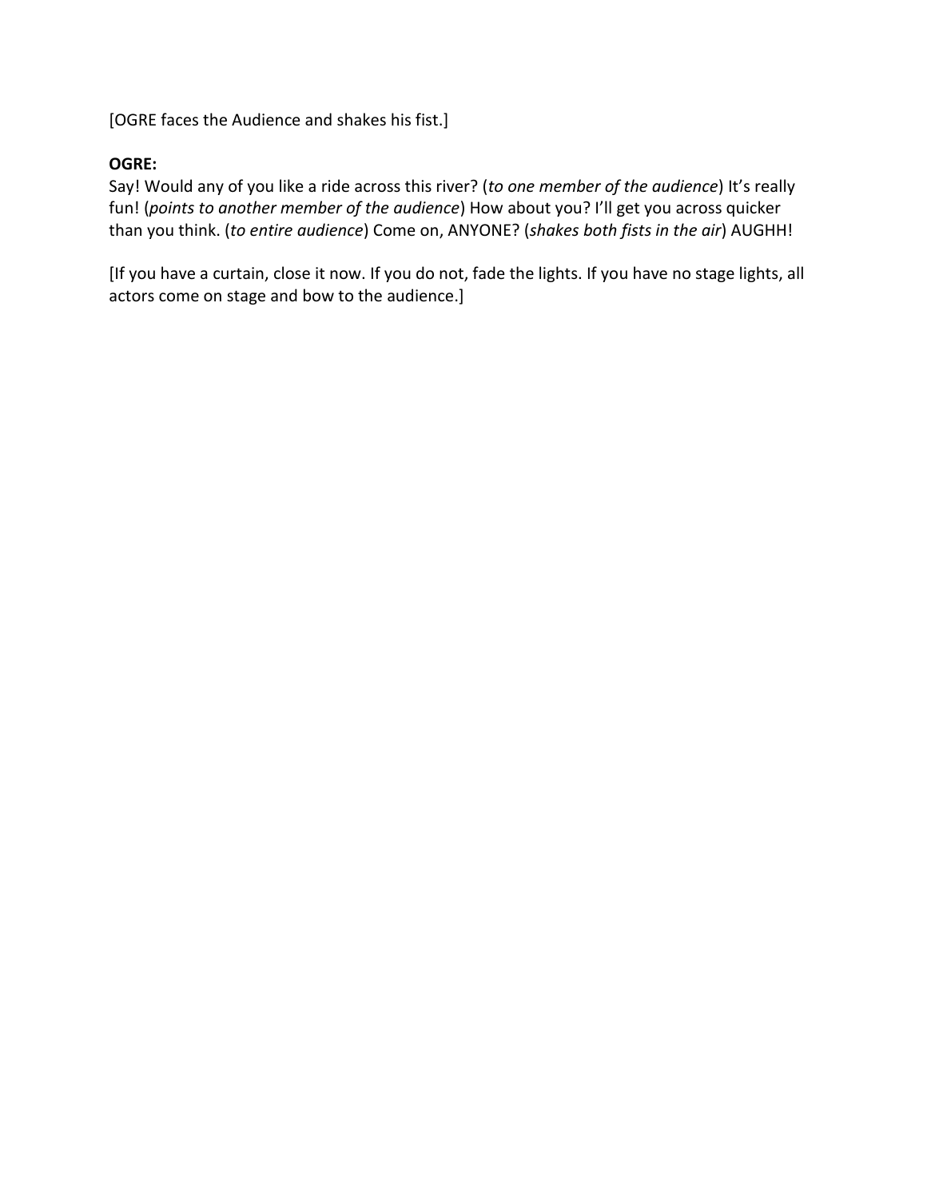[OGRE faces the Audience and shakes his fist.]

**OGRE:**
Say! Would any of you like a ride across this river? (*to one member of the audience*) It's really fun! (*points to another member of the audience*) How about you? I'll get you across quicker than you think. (*to entire audience*) Come on, ANYONE? (*shakes both fists in the air*) AUGHH!

[If you have a curtain, close it now. If you do not, fade the lights. If you have no stage lights, all actors come on stage and bow to the audience.]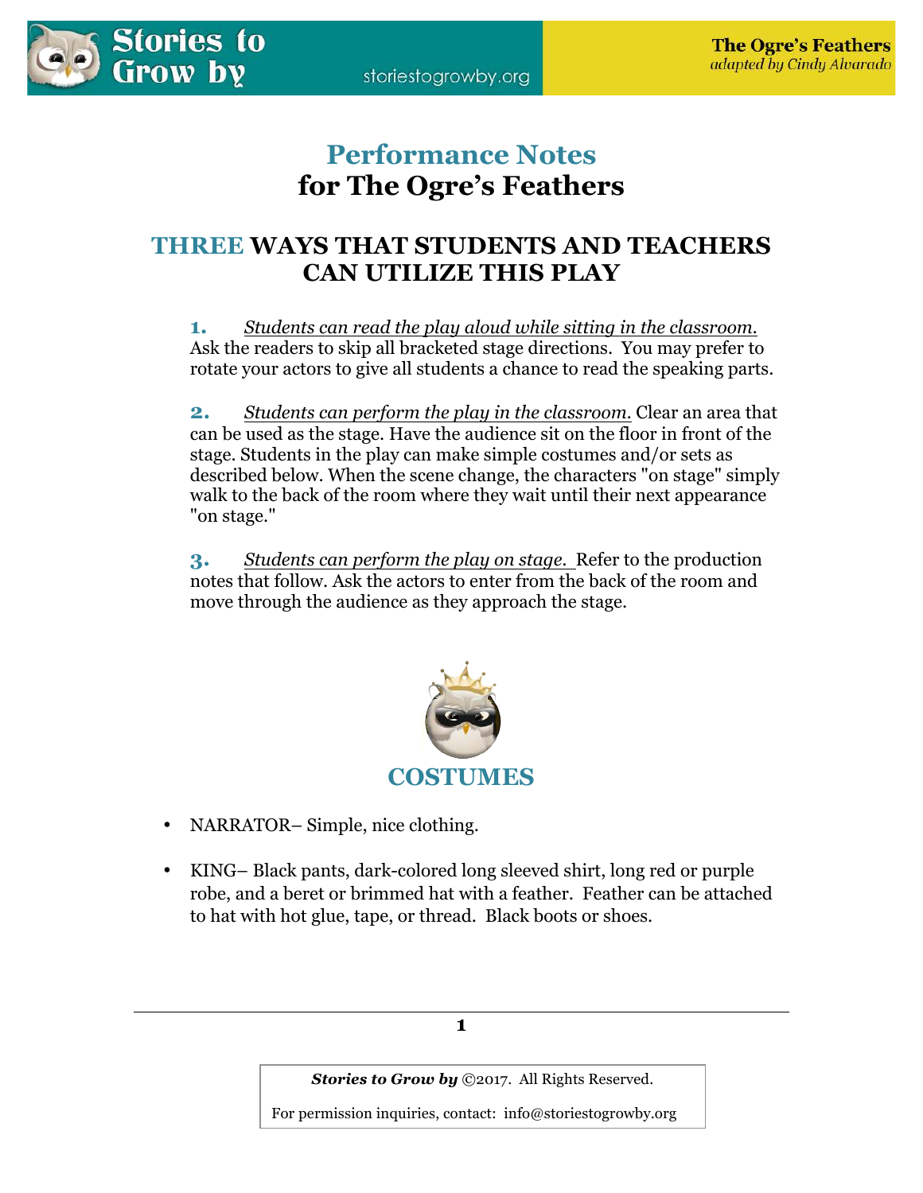# Performance Notes
## for The Ogre's Feathers

## THREE WAYS THAT STUDENTS AND TEACHERS CAN UTILIZE THIS PLAY

**1.** *Students can read the play aloud while sitting in the classroom.* Ask the readers to skip all bracketed stage directions. You may prefer to rotate your actors to give all students a chance to read the speaking parts.

**2.** *Students can perform the play in the classroom.* Clear an area that can be used as the stage. Have the audience sit on the floor in front of the stage. Students in the play can make simple costumes and/or sets as described below. When the scene change, the characters "on stage" simply walk to the back of the room where they wait until their next appearance "on stage."

**3.** *Students can perform the play on stage.* Refer to the production notes that follow. Ask the actors to enter from the back of the room and move through the audience as they approach the stage.

## COSTUMES

- NARRATOR– Simple, nice clothing.
- KING– Black pants, dark-colored long sleeved shirt, long red or purple robe, and a beret or brimmed hat with a feather. Feather can be attached to hat with hot glue, tape, or thread. Black boots or shoes.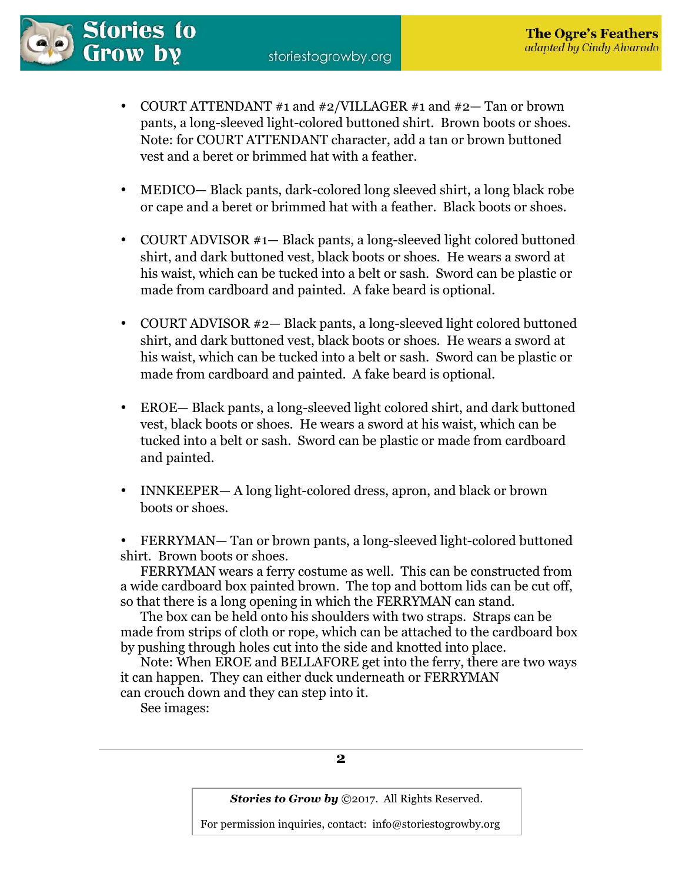- COURT ATTENDANT #1 and #2/VILLAGER #1 and #2— Tan or brown pants, a long-sleeved light-colored buttoned shirt. Brown boots or shoes. Note: for COURT ATTENDANT character, add a tan or brown buttoned vest and a beret or brimmed hat with a feather.

- MEDICO— Black pants, dark-colored long sleeved shirt, a long black robe or cape and a beret or brimmed hat with a feather. Black boots or shoes.

- COURT ADVISOR #1— Black pants, a long-sleeved light colored buttoned shirt, and dark buttoned vest, black boots or shoes. He wears a sword at his waist, which can be tucked into a belt or sash. Sword can be plastic or made from cardboard and painted. A fake beard is optional.

- COURT ADVISOR #2— Black pants, a long-sleeved light colored buttoned shirt, and dark buttoned vest, black boots or shoes. He wears a sword at his waist, which can be tucked into a belt or sash. Sword can be plastic or made from cardboard and painted. A fake beard is optional.

- EROE— Black pants, a long-sleeved light colored shirt, and dark buttoned vest, black boots or shoes. He wears a sword at his waist, which can be tucked into a belt or sash. Sword can be plastic or made from cardboard and painted.

- INNKEEPER— A long light-colored dress, apron, and black or brown boots or shoes.

- FERRYMAN— Tan or brown pants, a long-sleeved light-colored buttoned shirt. Brown boots or shoes.

FERRYMAN wears a ferry costume as well. This can be constructed from a wide cardboard box painted brown. The top and bottom lids can be cut off, so that there is a long opening in which the FERRYMAN can stand.

The box can be held onto his shoulders with two straps. Straps can be made from strips of cloth or rope, which can be attached to the cardboard box by pushing through holes cut into the side and knotted into place.

Note: When EROE and BELLAFORE get into the ferry, there are two ways it can happen. They can either duck underneath or FERRYMAN can crouch down and they can step into it.

See images: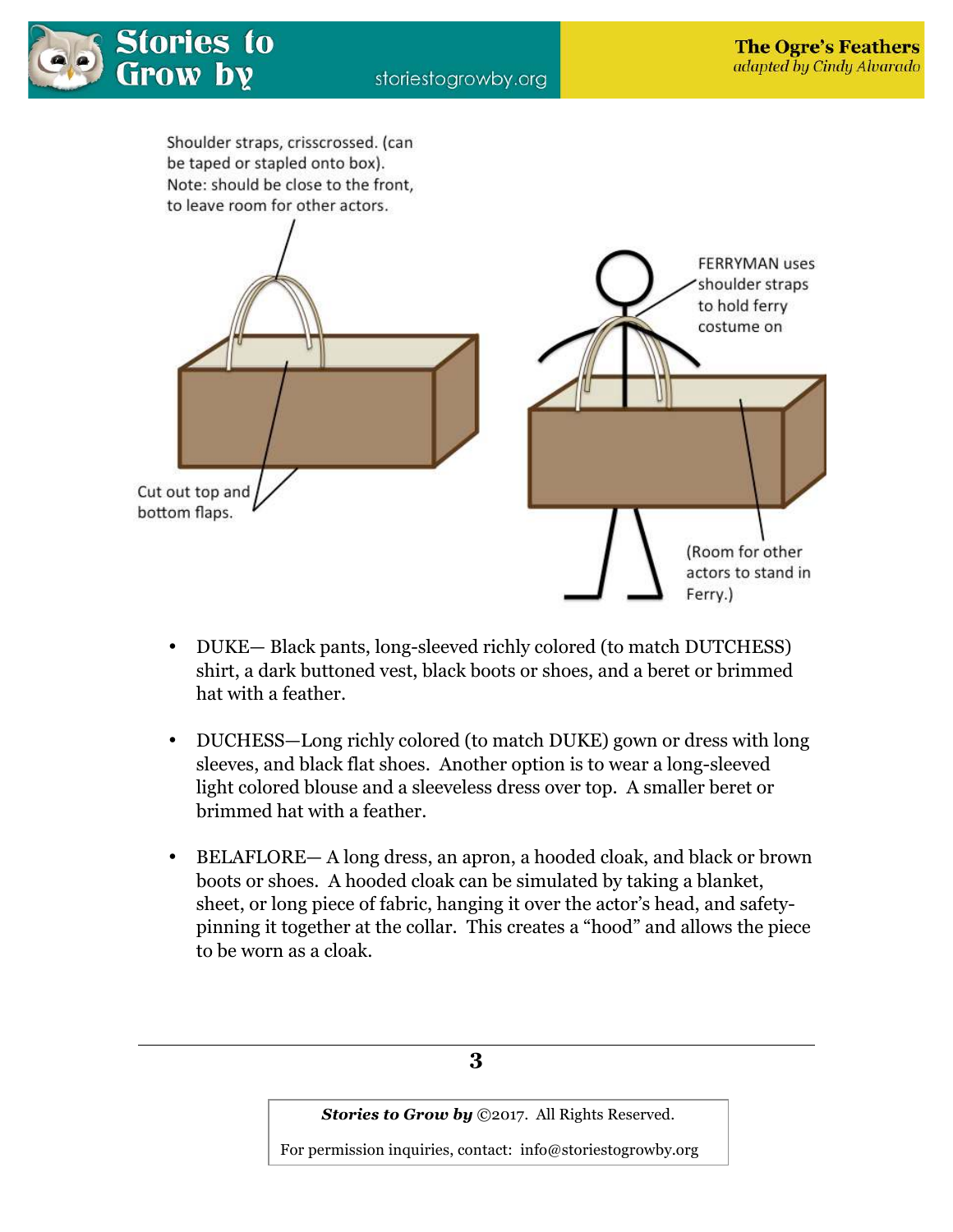Shoulder straps, crisscrossed. (can be taped or stapled onto box). Note: should be close to the front, to leave room for other actors.

Cut out top and bottom flaps.

FERRYMAN uses shoulder straps to hold ferry costume on

(Room for other actors to stand in Ferry.)

- DUKE— Black pants, long-sleeved richly colored (to match DUTCHESS) shirt, a dark buttoned vest, black boots or shoes, and a beret or brimmed hat with a feather.

- DUCHESS—Long richly colored (to match DUKE) gown or dress with long sleeves, and black flat shoes. Another option is to wear a long-sleeved light colored blouse and a sleeveless dress over top. A smaller beret or brimmed hat with a feather.

- BELAFLORE— A long dress, an apron, a hooded cloak, and black or brown boots or shoes. A hooded cloak can be simulated by taking a blanket, sheet, or long piece of fabric, hanging it over the actor's head, and safety-pinning it together at the collar. This creates a "hood" and allows the piece to be worn as a cloak.

*Stories to Grow by* ©2017. All Rights Reserved.

For permission inquiries, contact: info@storiestogrowby.org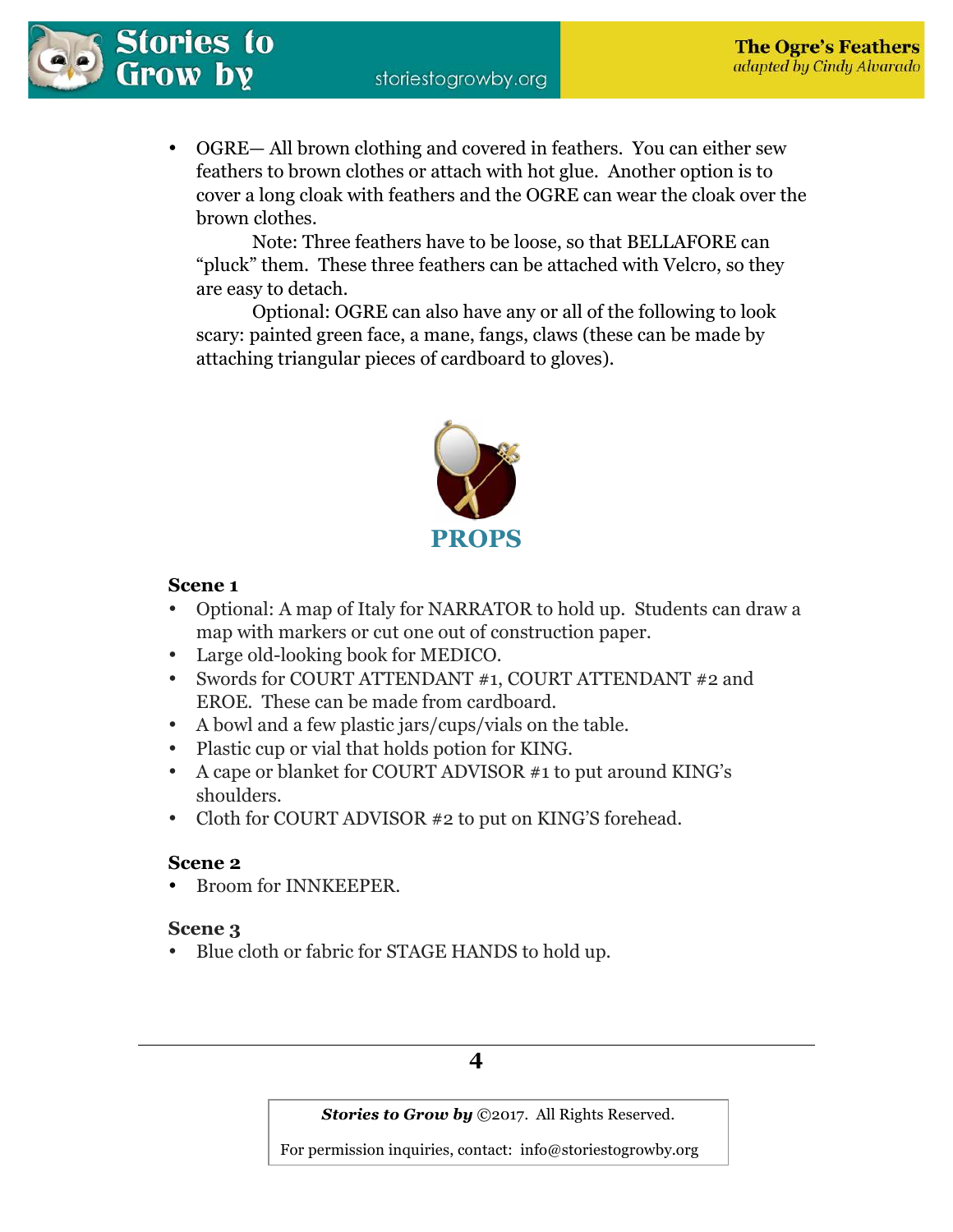- OGRE— All brown clothing and covered in feathers. You can either sew feathers to brown clothes or attach with hot glue. Another option is to cover a long cloak with feathers and the OGRE can wear the cloak over the brown clothes.

  Note: Three feathers have to be loose, so that BELLAFORE can "pluck" them. These three feathers can be attached with Velcro, so they are easy to detach.

  Optional: OGRE can also have any or all of the following to look scary: painted green face, a mane, fangs, claws (these can be made by attaching triangular pieces of cardboard to gloves).

## PROPS

**Scene 1**

- Optional: A map of Italy for NARRATOR to hold up. Students can draw a map with markers or cut one out of construction paper.
- Large old-looking book for MEDICO.
- Swords for COURT ATTENDANT #1, COURT ATTENDANT #2 and EROE. These can be made from cardboard.
- A bowl and a few plastic jars/cups/vials on the table.
- Plastic cup or vial that holds potion for KING.
- A cape or blanket for COURT ADVISOR #1 to put around KING's shoulders.
- Cloth for COURT ADVISOR #2 to put on KING'S forehead.

**Scene 2**

- Broom for INNKEEPER.

**Scene 3**

- Blue cloth or fabric for STAGE HANDS to hold up.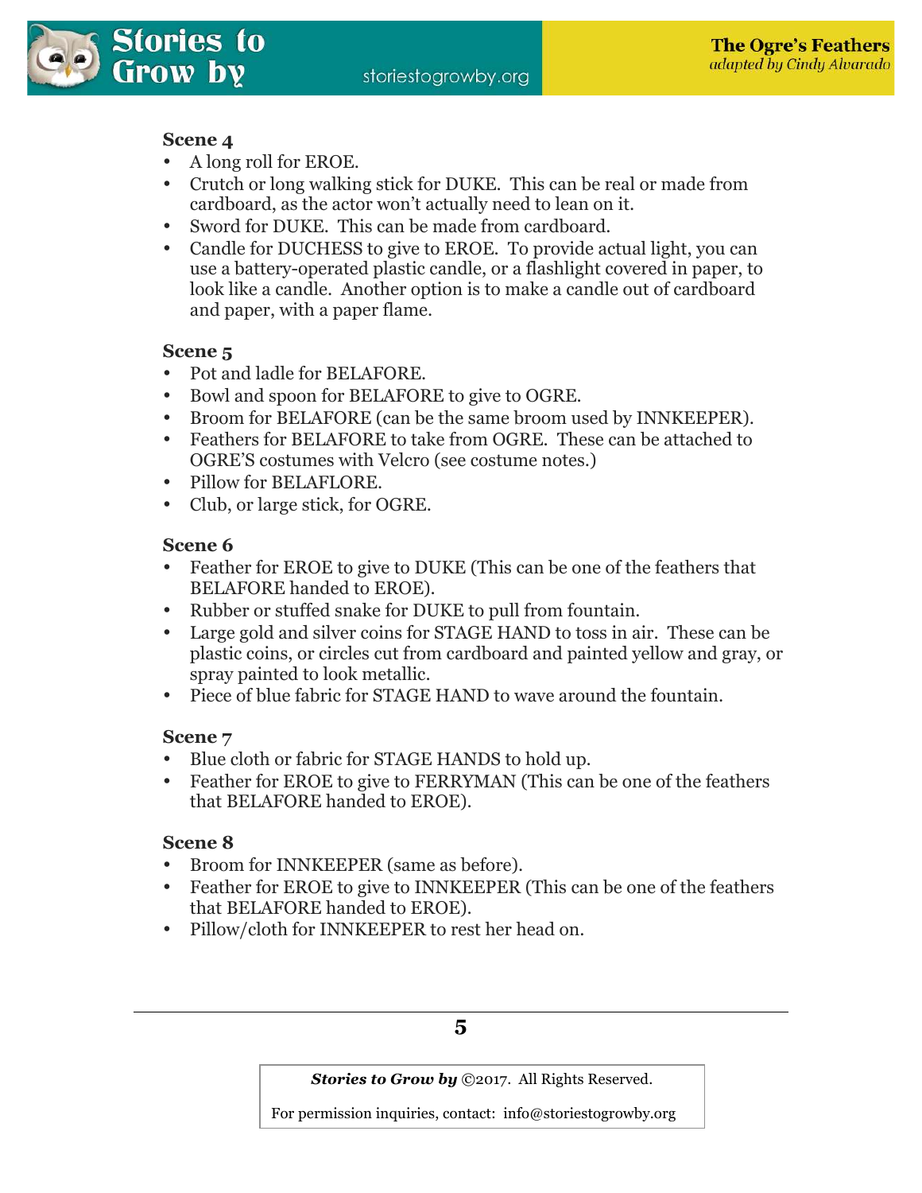**Scene 4**

- A long roll for EROE.
- Crutch or long walking stick for DUKE. This can be real or made from cardboard, as the actor won't actually need to lean on it.
- Sword for DUKE. This can be made from cardboard.
- Candle for DUCHESS to give to EROE. To provide actual light, you can use a battery-operated plastic candle, or a flashlight covered in paper, to look like a candle. Another option is to make a candle out of cardboard and paper, with a paper flame.

**Scene 5**

- Pot and ladle for BELAFORE.
- Bowl and spoon for BELAFORE to give to OGRE.
- Broom for BELAFORE (can be the same broom used by INNKEEPER).
- Feathers for BELAFORE to take from OGRE. These can be attached to OGRE'S costumes with Velcro (see costume notes.)
- Pillow for BELAFLORE.
- Club, or large stick, for OGRE.

**Scene 6**

- Feather for EROE to give to DUKE (This can be one of the feathers that BELAFORE handed to EROE).
- Rubber or stuffed snake for DUKE to pull from fountain.
- Large gold and silver coins for STAGE HAND to toss in air. These can be plastic coins, or circles cut from cardboard and painted yellow and gray, or spray painted to look metallic.
- Piece of blue fabric for STAGE HAND to wave around the fountain.

**Scene 7**

- Blue cloth or fabric for STAGE HANDS to hold up.
- Feather for EROE to give to FERRYMAN (This can be one of the feathers that BELAFORE handed to EROE).

**Scene 8**

- Broom for INNKEEPER (same as before).
- Feather for EROE to give to INNKEEPER (This can be one of the feathers that BELAFORE handed to EROE).
- Pillow/cloth for INNKEEPER to rest her head on.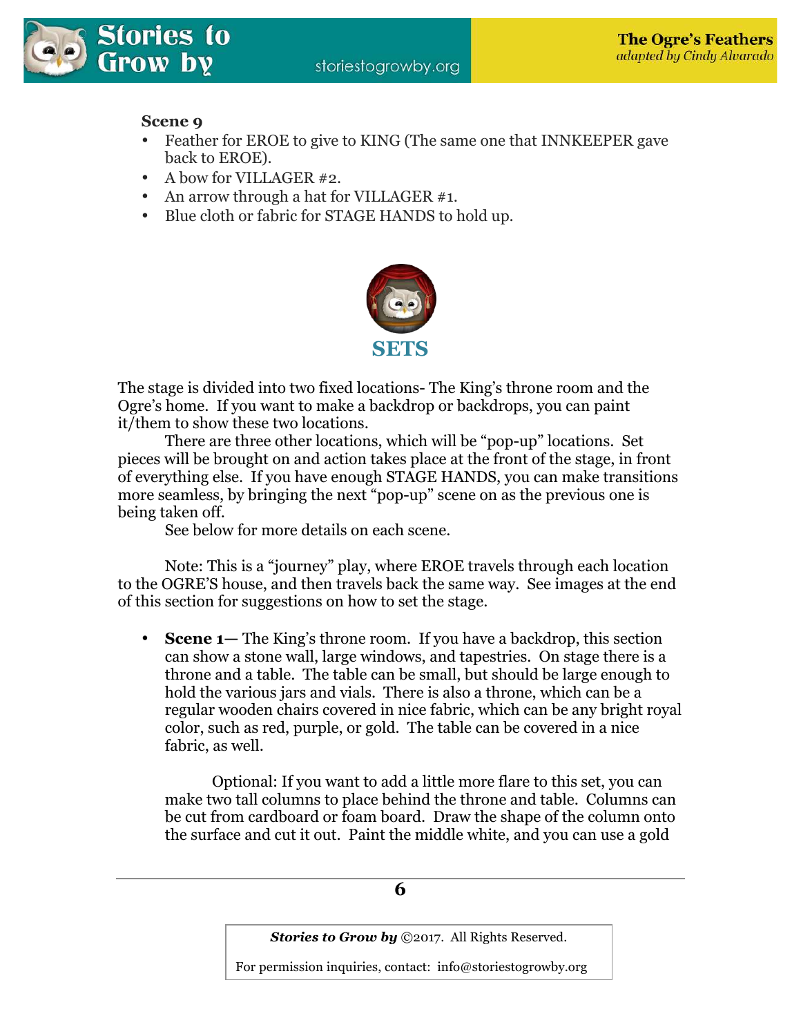**Scene 9**

- Feather for EROE to give to KING (The same one that INNKEEPER gave back to EROE).
- A bow for VILLAGER #2.
- An arrow through a hat for VILLAGER #1.
- Blue cloth or fabric for STAGE HANDS to hold up.

## SETS

The stage is divided into two fixed locations- The King's throne room and the Ogre's home. If you want to make a backdrop or backdrops, you can paint it/them to show these two locations.

There are three other locations, which will be "pop-up" locations. Set pieces will be brought on and action takes place at the front of the stage, in front of everything else. If you have enough STAGE HANDS, you can make transitions more seamless, by bringing the next "pop-up" scene on as the previous one is being taken off.

See below for more details on each scene.

Note: This is a "journey" play, where EROE travels through each location to the OGRE'S house, and then travels back the same way. See images at the end of this section for suggestions on how to set the stage.

- **Scene 1—** The King's throne room. If you have a backdrop, this section can show a stone wall, large windows, and tapestries. On stage there is a throne and a table. The table can be small, but should be large enough to hold the various jars and vials. There is also a throne, which can be a regular wooden chairs covered in nice fabric, which can be any bright royal color, such as red, purple, or gold. The table can be covered in a nice fabric, as well.

  Optional: If you want to add a little more flare to this set, you can make two tall columns to place behind the throne and table. Columns can be cut from cardboard or foam board. Draw the shape of the column onto the surface and cut it out. Paint the middle white, and you can use a gold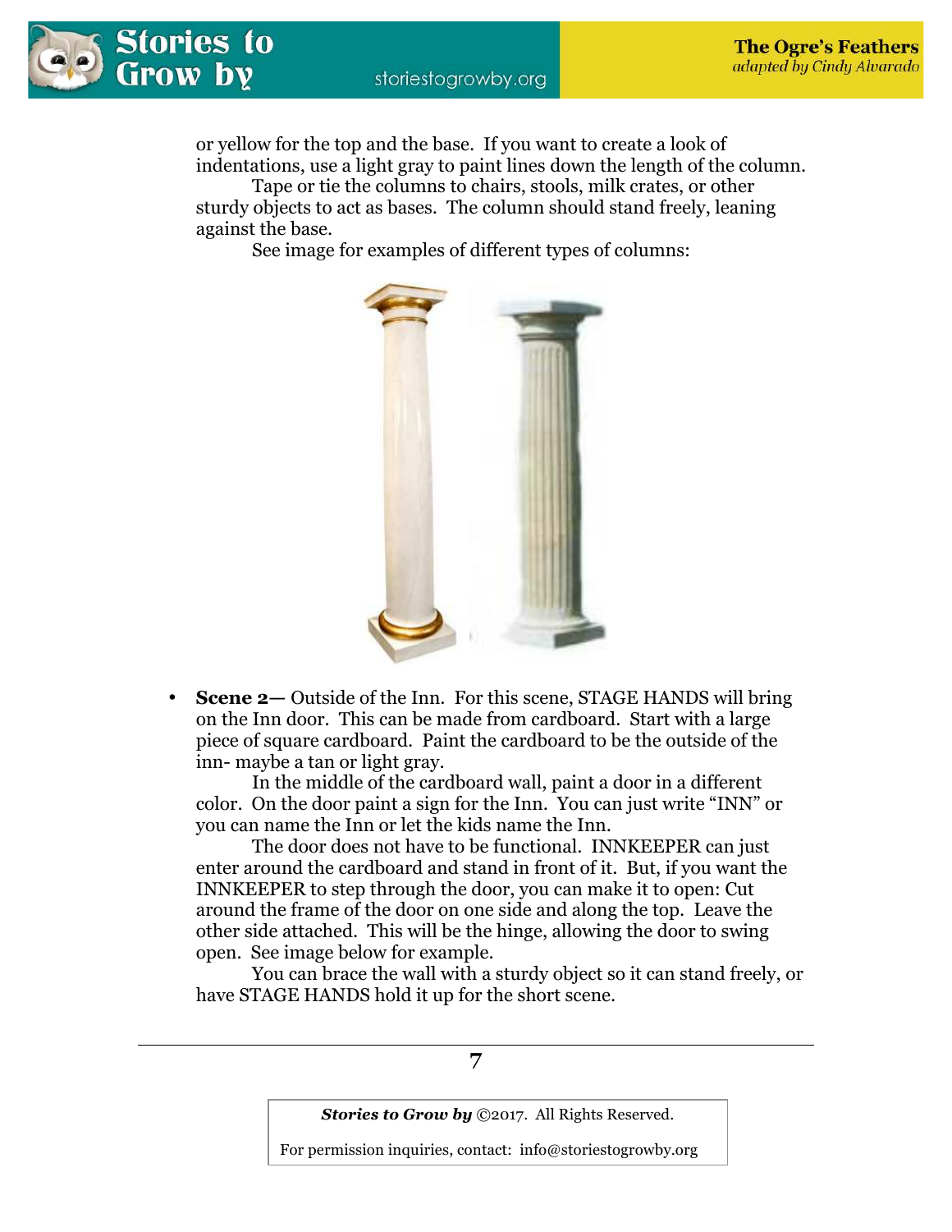or yellow for the top and the base. If you want to create a look of indentations, use a light gray to paint lines down the length of the column.

Tape or tie the columns to chairs, stools, milk crates, or other sturdy objects to act as bases. The column should stand freely, leaning against the base.

See image for examples of different types of columns:

- **Scene 2—** Outside of the Inn. For this scene, STAGE HANDS will bring on the Inn door. This can be made from cardboard. Start with a large piece of square cardboard. Paint the cardboard to be the outside of the inn- maybe a tan or light gray.

  In the middle of the cardboard wall, paint a door in a different color. On the door paint a sign for the Inn. You can just write "INN" or you can name the Inn or let the kids name the Inn.

  The door does not have to be functional. INNKEEPER can just enter around the cardboard and stand in front of it. But, if you want the INNKEEPER to step through the door, you can make it to open: Cut around the frame of the door on one side and along the top. Leave the other side attached. This will be the hinge, allowing the door to swing open. See image below for example.

  You can brace the wall with a sturdy object so it can stand freely, or have STAGE HANDS hold it up for the short scene.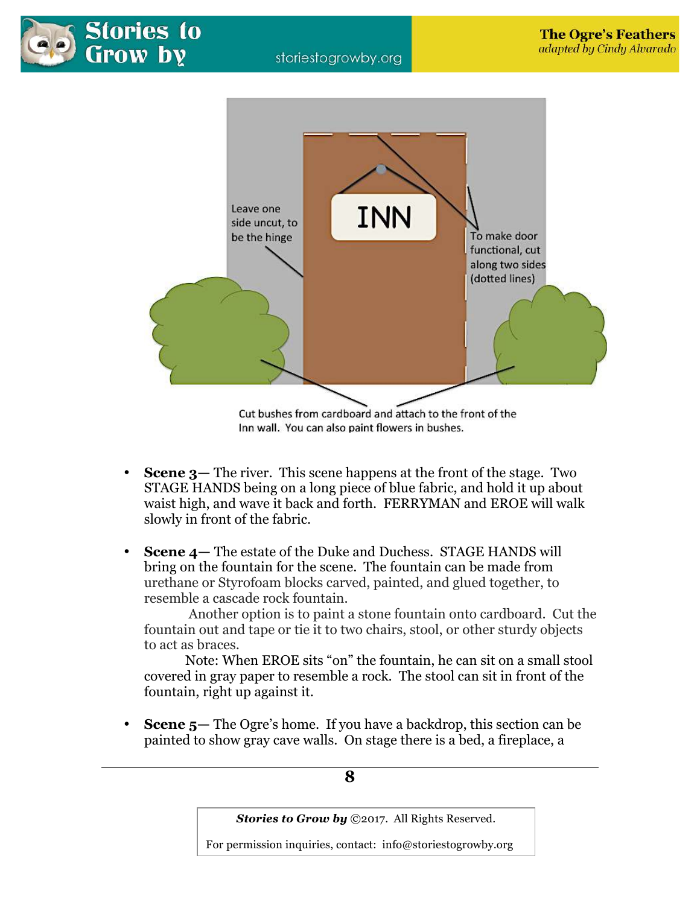Leave one side uncut, to be the hinge

INN

To make door functional, cut along two sides (dotted lines)

Cut bushes from cardboard and attach to the front of the Inn wall. You can also paint flowers in bushes.

- **Scene 3—** The river. This scene happens at the front of the stage. Two STAGE HANDS being on a long piece of blue fabric, and hold it up about waist high, and wave it back and forth. FERRYMAN and EROE will walk slowly in front of the fabric.

- **Scene 4—** The estate of the Duke and Duchess. STAGE HANDS will bring on the fountain for the scene. The fountain can be made from urethane or Styrofoam blocks carved, painted, and glued together, to resemble a cascade rock fountain.

  Another option is to paint a stone fountain onto cardboard. Cut the fountain out and tape or tie it to two chairs, stool, or other sturdy objects to act as braces.

  Note: When EROE sits "on" the fountain, he can sit on a small stool covered in gray paper to resemble a rock. The stool can sit in front of the fountain, right up against it.

- **Scene 5—** The Ogre's home. If you have a backdrop, this section can be painted to show gray cave walls. On stage there is a bed, a fireplace, a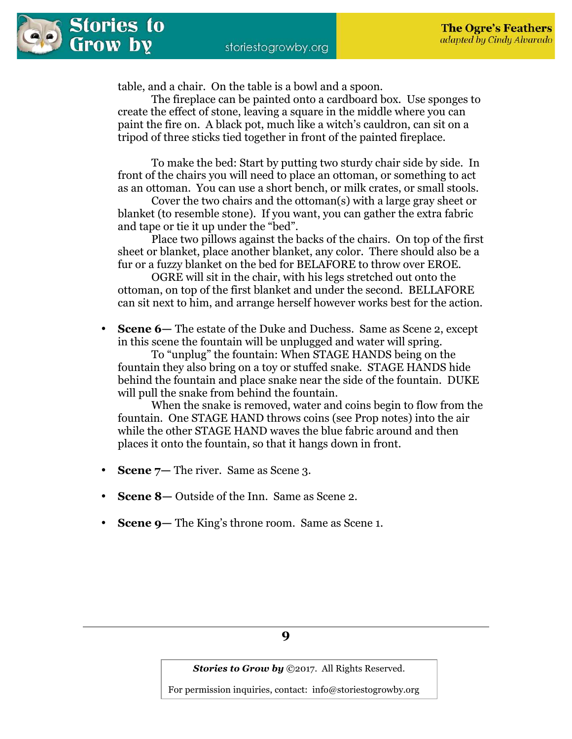table, and a chair. On the table is a bowl and a spoon.

The fireplace can be painted onto a cardboard box. Use sponges to create the effect of stone, leaving a square in the middle where you can paint the fire on. A black pot, much like a witch's cauldron, can sit on a tripod of three sticks tied together in front of the painted fireplace.

To make the bed: Start by putting two sturdy chair side by side. In front of the chairs you will need to place an ottoman, or something to act as an ottoman. You can use a short bench, or milk crates, or small stools.

Cover the two chairs and the ottoman(s) with a large gray sheet or blanket (to resemble stone). If you want, you can gather the extra fabric and tape or tie it up under the "bed".

Place two pillows against the backs of the chairs. On top of the first sheet or blanket, place another blanket, any color. There should also be a fur or a fuzzy blanket on the bed for BELAFORE to throw over EROE.

OGRE will sit in the chair, with his legs stretched out onto the ottoman, on top of the first blanket and under the second. BELLAFORE can sit next to him, and arrange herself however works best for the action.

- **Scene 6—** The estate of the Duke and Duchess. Same as Scene 2, except in this scene the fountain will be unplugged and water will spring.

  To "unplug" the fountain: When STAGE HANDS being on the fountain they also bring on a toy or stuffed snake. STAGE HANDS hide behind the fountain and place snake near the side of the fountain. DUKE will pull the snake from behind the fountain.

  When the snake is removed, water and coins begin to flow from the fountain. One STAGE HAND throws coins (see Prop notes) into the air while the other STAGE HAND waves the blue fabric around and then places it onto the fountain, so that it hangs down in front.

- **Scene 7—** The river. Same as Scene 3.

- **Scene 8—** Outside of the Inn. Same as Scene 2.

- **Scene 9—** The King's throne room. Same as Scene 1.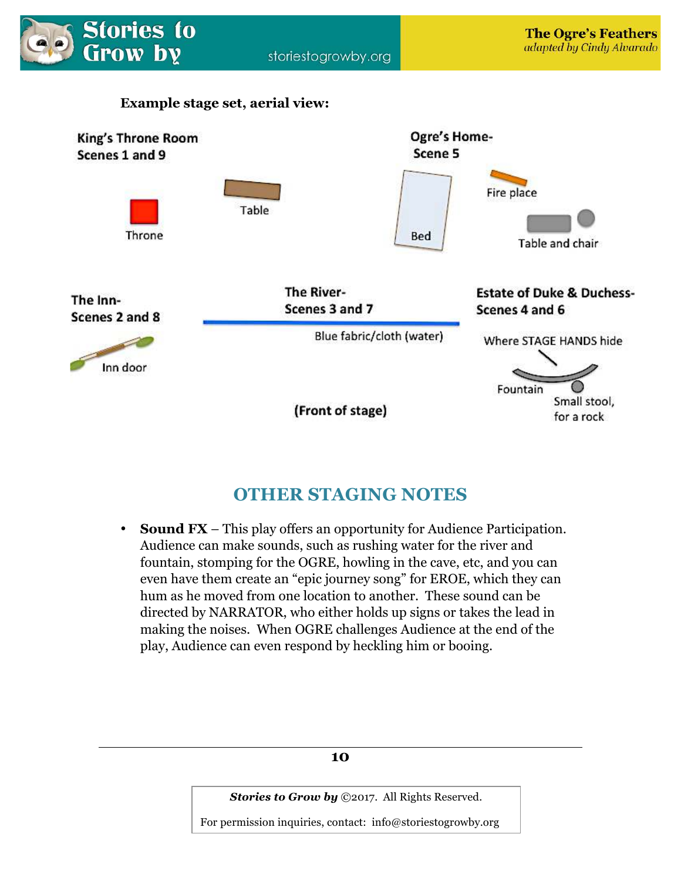**Example stage set, aerial view:**

King's Throne Room
Scenes 1 and 9

Throne

Table

Ogre's Home-
Scene 5

Bed

Fire place

Table and chair

The Inn-
Scenes 2 and 8

Inn door

The River-
Scenes 3 and 7

Blue fabric/cloth (water)

Estate of Duke & Duchess-
Scenes 4 and 6

Where STAGE HANDS hide

Fountain

Small stool,
for a rock

(Front of stage)

## OTHER STAGING NOTES

- **Sound FX** – This play offers an opportunity for Audience Participation. Audience can make sounds, such as rushing water for the river and fountain, stomping for the OGRE, howling in the cave, etc, and you can even have them create an "epic journey song" for EROE, which they can hum as he moved from one location to another. These sound can be directed by NARRATOR, who either holds up signs or takes the lead in making the noises. When OGRE challenges Audience at the end of the play, Audience can even respond by heckling him or booing.